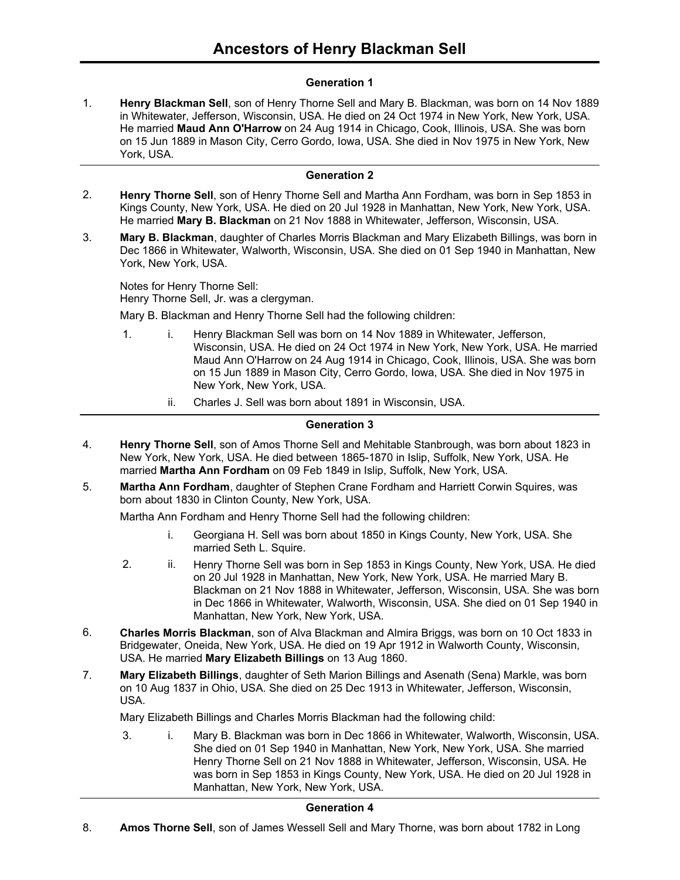# Ancestors of Henry Blackman Sell

### Generation 1

1. **Henry Blackman Sell**, son of Henry Thorne Sell and Mary B. Blackman, was born on 14 Nov 1889 in Whitewater, Jefferson, Wisconsin, USA. He died on 24 Oct 1974 in New York, New York, USA. He married **Maud Ann O'Harrow** on 24 Aug 1914 in Chicago, Cook, Illinois, USA. She was born on 15 Jun 1889 in Mason City, Cerro Gordo, Iowa, USA. She died in Nov 1975 in New York, New York, USA.

---

### Generation 2

2. **Henry Thorne Sell**, son of Henry Thorne Sell and Martha Ann Fordham, was born in Sep 1853 in Kings County, New York, USA. He died on 20 Jul 1928 in Manhattan, New York, New York, USA. He married **Mary B. Blackman** on 21 Nov 1888 in Whitewater, Jefferson, Wisconsin, USA.

3. **Mary B. Blackman**, daughter of Charles Morris Blackman and Mary Elizabeth Billings, was born in Dec 1866 in Whitewater, Walworth, Wisconsin, USA. She died on 01 Sep 1940 in Manhattan, New York, New York, USA.

   Notes for Henry Thorne Sell:
   Henry Thorne Sell, Jr. was a clergyman.

   Mary B. Blackman and Henry Thorne Sell had the following children:

   - 1. i. Henry Blackman Sell was born on 14 Nov 1889 in Whitewater, Jefferson, Wisconsin, USA. He died on 24 Oct 1974 in New York, New York, USA. He married Maud Ann O'Harrow on 24 Aug 1914 in Chicago, Cook, Illinois, USA. She was born on 15 Jun 1889 in Mason City, Cerro Gordo, Iowa, USA. She died in Nov 1975 in New York, New York, USA.
   - ii. Charles J. Sell was born about 1891 in Wisconsin, USA.

---

### Generation 3

4. **Henry Thorne Sell**, son of Amos Thorne Sell and Mehitable Stanbrough, was born about 1823 in New York, New York, USA. He died between 1865-1870 in Islip, Suffolk, New York, USA. He married **Martha Ann Fordham** on 09 Feb 1849 in Islip, Suffolk, New York, USA.

5. **Martha Ann Fordham**, daughter of Stephen Crane Fordham and Harriett Corwin Squires, was born about 1830 in Clinton County, New York, USA.

   Martha Ann Fordham and Henry Thorne Sell had the following children:

   - i. Georgiana H. Sell was born about 1850 in Kings County, New York, USA. She married Seth L. Squire.
   - 2. ii. Henry Thorne Sell was born in Sep 1853 in Kings County, New York, USA. He died on 20 Jul 1928 in Manhattan, New York, New York, USA. He married Mary B. Blackman on 21 Nov 1888 in Whitewater, Jefferson, Wisconsin, USA. She was born in Dec 1866 in Whitewater, Walworth, Wisconsin, USA. She died on 01 Sep 1940 in Manhattan, New York, New York, USA.

6. **Charles Morris Blackman**, son of Alva Blackman and Almira Briggs, was born on 10 Oct 1833 in Bridgewater, Oneida, New York, USA. He died on 19 Apr 1912 in Walworth County, Wisconsin, USA. He married **Mary Elizabeth Billings** on 13 Aug 1860.

7. **Mary Elizabeth Billings**, daughter of Seth Marion Billings and Asenath (Sena) Markle, was born on 10 Aug 1837 in Ohio, USA. She died on 25 Dec 1913 in Whitewater, Jefferson, Wisconsin, USA.

   Mary Elizabeth Billings and Charles Morris Blackman had the following child:

   - 3. i. Mary B. Blackman was born in Dec 1866 in Whitewater, Walworth, Wisconsin, USA. She died on 01 Sep 1940 in Manhattan, New York, New York, USA. She married Henry Thorne Sell on 21 Nov 1888 in Whitewater, Jefferson, Wisconsin, USA. He was born in Sep 1853 in Kings County, New York, USA. He died on 20 Jul 1928 in Manhattan, New York, New York, USA.

---

### Generation 4

8. **Amos Thorne Sell**, son of James Wessell Sell and Mary Thorne, was born about 1782 in Long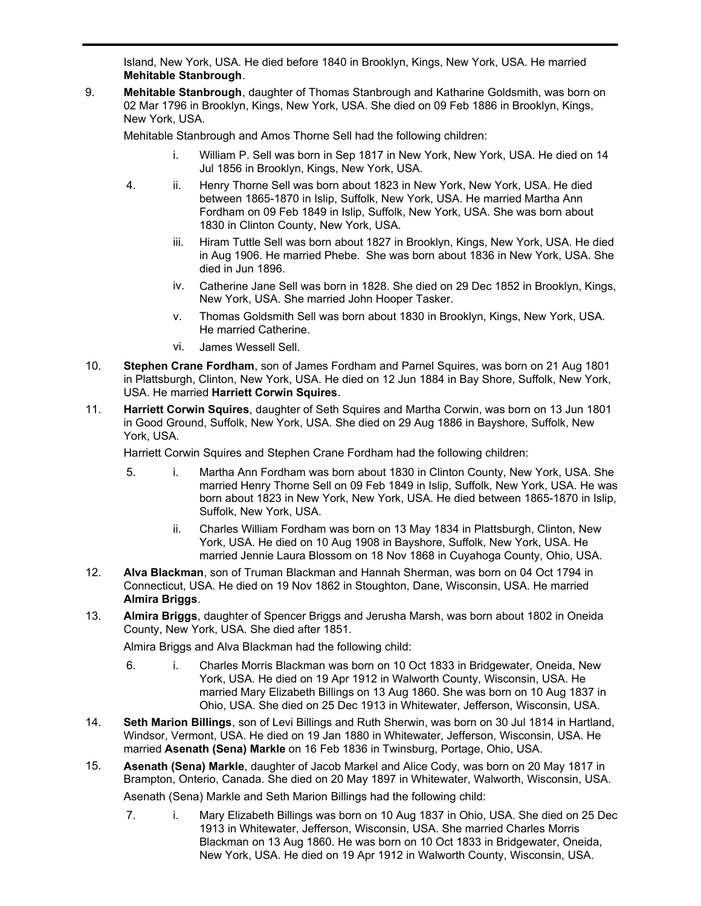Island, New York, USA. He died before 1840 in Brooklyn, Kings, New York, USA. He married **Mehitable Stanbrough**.

9. **Mehitable Stanbrough**, daughter of Thomas Stanbrough and Katharine Goldsmith, was born on 02 Mar 1796 in Brooklyn, Kings, New York, USA. She died on 09 Feb 1886 in Brooklyn, Kings, New York, USA.

   Mehitable Stanbrough and Amos Thorne Sell had the following children:

   - i. William P. Sell was born in Sep 1817 in New York, New York, USA. He died on 14 Jul 1856 in Brooklyn, Kings, New York, USA.
   - 4. ii. Henry Thorne Sell was born about 1823 in New York, New York, USA. He died between 1865-1870 in Islip, Suffolk, New York, USA. He married Martha Ann Fordham on 09 Feb 1849 in Islip, Suffolk, New York, USA. She was born about 1830 in Clinton County, New York, USA.
   - iii. Hiram Tuttle Sell was born about 1827 in Brooklyn, Kings, New York, USA. He died in Aug 1906. He married Phebe. She was born about 1836 in New York, USA. She died in Jun 1896.
   - iv. Catherine Jane Sell was born in 1828. She died on 29 Dec 1852 in Brooklyn, Kings, New York, USA. She married John Hooper Tasker.
   - v. Thomas Goldsmith Sell was born about 1830 in Brooklyn, Kings, New York, USA. He married Catherine.
   - vi. James Wessell Sell.

10. **Stephen Crane Fordham**, son of James Fordham and Parnel Squires, was born on 21 Aug 1801 in Plattsburgh, Clinton, New York, USA. He died on 12 Jun 1884 in Bay Shore, Suffolk, New York, USA. He married **Harriett Corwin Squires**.

11. **Harriett Corwin Squires**, daughter of Seth Squires and Martha Corwin, was born on 13 Jun 1801 in Good Ground, Suffolk, New York, USA. She died on 29 Aug 1886 in Bayshore, Suffolk, New York, USA.

    Harriett Corwin Squires and Stephen Crane Fordham had the following children:

    - 5. i. Martha Ann Fordham was born about 1830 in Clinton County, New York, USA. She married Henry Thorne Sell on 09 Feb 1849 in Islip, Suffolk, New York, USA. He was born about 1823 in New York, New York, USA. He died between 1865-1870 in Islip, Suffolk, New York, USA.
    - ii. Charles William Fordham was born on 13 May 1834 in Plattsburgh, Clinton, New York, USA. He died on 10 Aug 1908 in Bayshore, Suffolk, New York, USA. He married Jennie Laura Blossom on 18 Nov 1868 in Cuyahoga County, Ohio, USA.

12. **Alva Blackman**, son of Truman Blackman and Hannah Sherman, was born on 04 Oct 1794 in Connecticut, USA. He died on 19 Nov 1862 in Stoughton, Dane, Wisconsin, USA. He married **Almira Briggs**.

13. **Almira Briggs**, daughter of Spencer Briggs and Jerusha Marsh, was born about 1802 in Oneida County, New York, USA. She died after 1851.

    Almira Briggs and Alva Blackman had the following child:

    - 6. i. Charles Morris Blackman was born on 10 Oct 1833 in Bridgewater, Oneida, New York, USA. He died on 19 Apr 1912 in Walworth County, Wisconsin, USA. He married Mary Elizabeth Billings on 13 Aug 1860. She was born on 10 Aug 1837 in Ohio, USA. She died on 25 Dec 1913 in Whitewater, Jefferson, Wisconsin, USA.

14. **Seth Marion Billings**, son of Levi Billings and Ruth Sherwin, was born on 30 Jul 1814 in Hartland, Windsor, Vermont, USA. He died on 19 Jan 1880 in Whitewater, Jefferson, Wisconsin, USA. He married **Asenath (Sena) Markle** on 16 Feb 1836 in Twinsburg, Portage, Ohio, USA.

15. **Asenath (Sena) Markle**, daughter of Jacob Markel and Alice Cody, was born on 20 May 1817 in Brampton, Onterio, Canada. She died on 20 May 1897 in Whitewater, Walworth, Wisconsin, USA.

    Asenath (Sena) Markle and Seth Marion Billings had the following child:

    - 7. i. Mary Elizabeth Billings was born on 10 Aug 1837 in Ohio, USA. She died on 25 Dec 1913 in Whitewater, Jefferson, Wisconsin, USA. She married Charles Morris Blackman on 13 Aug 1860. He was born on 10 Oct 1833 in Bridgewater, Oneida, New York, USA. He died on 19 Apr 1912 in Walworth County, Wisconsin, USA.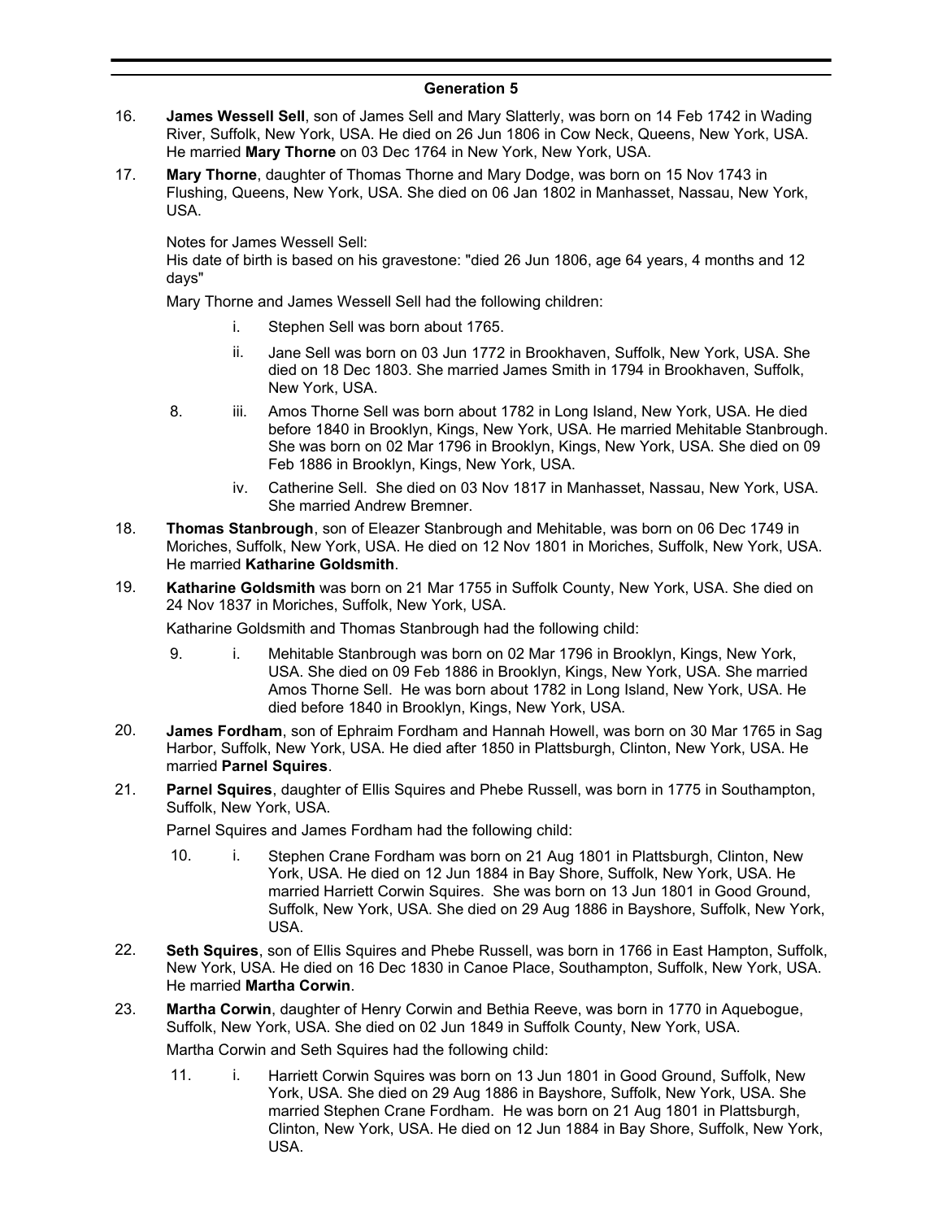## Generation 5

16. **James Wessell Sell**, son of James Sell and Mary Slatterly, was born on 14 Feb 1742 in Wading River, Suffolk, New York, USA. He died on 26 Jun 1806 in Cow Neck, Queens, New York, USA. He married **Mary Thorne** on 03 Dec 1764 in New York, New York, USA.

17. **Mary Thorne**, daughter of Thomas Thorne and Mary Dodge, was born on 15 Nov 1743 in Flushing, Queens, New York, USA. She died on 06 Jan 1802 in Manhasset, Nassau, New York, USA.

    Notes for James Wessell Sell:
    His date of birth is based on his gravestone: "died 26 Jun 1806, age 64 years, 4 months and 12 days"

    Mary Thorne and James Wessell Sell had the following children:

    - i. Stephen Sell was born about 1765.
    - ii. Jane Sell was born on 03 Jun 1772 in Brookhaven, Suffolk, New York, USA. She died on 18 Dec 1803. She married James Smith in 1794 in Brookhaven, Suffolk, New York, USA.
    - 8. iii. Amos Thorne Sell was born about 1782 in Long Island, New York, USA. He died before 1840 in Brooklyn, Kings, New York, USA. He married Mehitable Stanbrough. She was born on 02 Mar 1796 in Brooklyn, Kings, New York, USA. She died on 09 Feb 1886 in Brooklyn, Kings, New York, USA.
    - iv. Catherine Sell. She died on 03 Nov 1817 in Manhasset, Nassau, New York, USA. She married Andrew Bremner.

18. **Thomas Stanbrough**, son of Eleazer Stanbrough and Mehitable, was born on 06 Dec 1749 in Moriches, Suffolk, New York, USA. He died on 12 Nov 1801 in Moriches, Suffolk, New York, USA. He married **Katharine Goldsmith**.

19. **Katharine Goldsmith** was born on 21 Mar 1755 in Suffolk County, New York, USA. She died on 24 Nov 1837 in Moriches, Suffolk, New York, USA.

    Katharine Goldsmith and Thomas Stanbrough had the following child:

    - 9. i. Mehitable Stanbrough was born on 02 Mar 1796 in Brooklyn, Kings, New York, USA. She died on 09 Feb 1886 in Brooklyn, Kings, New York, USA. She married Amos Thorne Sell. He was born about 1782 in Long Island, New York, USA. He died before 1840 in Brooklyn, Kings, New York, USA.

20. **James Fordham**, son of Ephraim Fordham and Hannah Howell, was born on 30 Mar 1765 in Sag Harbor, Suffolk, New York, USA. He died after 1850 in Plattsburgh, Clinton, New York, USA. He married **Parnel Squires**.

21. **Parnel Squires**, daughter of Ellis Squires and Phebe Russell, was born in 1775 in Southampton, Suffolk, New York, USA.

    Parnel Squires and James Fordham had the following child:

    - 10. i. Stephen Crane Fordham was born on 21 Aug 1801 in Plattsburgh, Clinton, New York, USA. He died on 12 Jun 1884 in Bay Shore, Suffolk, New York, USA. He married Harriett Corwin Squires. She was born on 13 Jun 1801 in Good Ground, Suffolk, New York, USA. She died on 29 Aug 1886 in Bayshore, Suffolk, New York, USA.

22. **Seth Squires**, son of Ellis Squires and Phebe Russell, was born in 1766 in East Hampton, Suffolk, New York, USA. He died on 16 Dec 1830 in Canoe Place, Southampton, Suffolk, New York, USA. He married **Martha Corwin**.

23. **Martha Corwin**, daughter of Henry Corwin and Bethia Reeve, was born in 1770 in Aquebogue, Suffolk, New York, USA. She died on 02 Jun 1849 in Suffolk County, New York, USA.

    Martha Corwin and Seth Squires had the following child:

    - 11. i. Harriett Corwin Squires was born on 13 Jun 1801 in Good Ground, Suffolk, New York, USA. She died on 29 Aug 1886 in Bayshore, Suffolk, New York, USA. She married Stephen Crane Fordham. He was born on 21 Aug 1801 in Plattsburgh, Clinton, New York, USA. He died on 12 Jun 1884 in Bay Shore, Suffolk, New York, USA.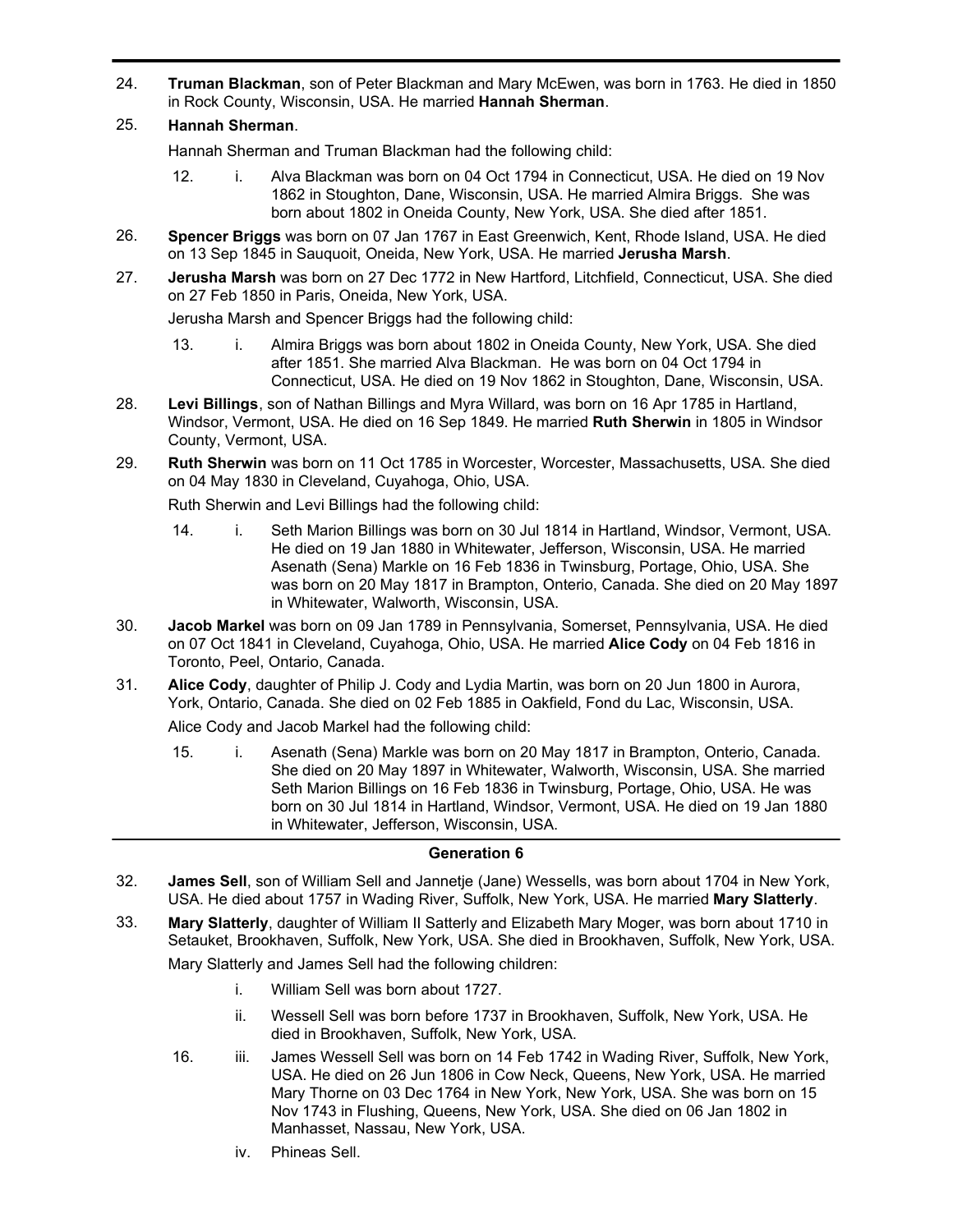24. **Truman Blackman**, son of Peter Blackman and Mary McEwen, was born in 1763. He died in 1850 in Rock County, Wisconsin, USA. He married **Hannah Sherman**.

25. **Hannah Sherman**.

    Hannah Sherman and Truman Blackman had the following child:

    12. i. Alva Blackman was born on 04 Oct 1794 in Connecticut, USA. He died on 19 Nov 1862 in Stoughton, Dane, Wisconsin, USA. He married Almira Briggs. She was born about 1802 in Oneida County, New York, USA. She died after 1851.

26. **Spencer Briggs** was born on 07 Jan 1767 in East Greenwich, Kent, Rhode Island, USA. He died on 13 Sep 1845 in Sauquoit, Oneida, New York, USA. He married **Jerusha Marsh**.

27. **Jerusha Marsh** was born on 27 Dec 1772 in New Hartford, Litchfield, Connecticut, USA. She died on 27 Feb 1850 in Paris, Oneida, New York, USA.

    Jerusha Marsh and Spencer Briggs had the following child:

    13. i. Almira Briggs was born about 1802 in Oneida County, New York, USA. She died after 1851. She married Alva Blackman. He was born on 04 Oct 1794 in Connecticut, USA. He died on 19 Nov 1862 in Stoughton, Dane, Wisconsin, USA.

28. **Levi Billings**, son of Nathan Billings and Myra Willard, was born on 16 Apr 1785 in Hartland, Windsor, Vermont, USA. He died on 16 Sep 1849. He married **Ruth Sherwin** in 1805 in Windsor County, Vermont, USA.

29. **Ruth Sherwin** was born on 11 Oct 1785 in Worcester, Worcester, Massachusetts, USA. She died on 04 May 1830 in Cleveland, Cuyahoga, Ohio, USA.

    Ruth Sherwin and Levi Billings had the following child:

    14. i. Seth Marion Billings was born on 30 Jul 1814 in Hartland, Windsor, Vermont, USA. He died on 19 Jan 1880 in Whitewater, Jefferson, Wisconsin, USA. He married Asenath (Sena) Markle on 16 Feb 1836 in Twinsburg, Portage, Ohio, USA. She was born on 20 May 1817 in Brampton, Onterio, Canada. She died on 20 May 1897 in Whitewater, Walworth, Wisconsin, USA.

30. **Jacob Markel** was born on 09 Jan 1789 in Pennsylvania, Somerset, Pennsylvania, USA. He died on 07 Oct 1841 in Cleveland, Cuyahoga, Ohio, USA. He married **Alice Cody** on 04 Feb 1816 in Toronto, Peel, Ontario, Canada.

31. **Alice Cody**, daughter of Philip J. Cody and Lydia Martin, was born on 20 Jun 1800 in Aurora, York, Ontario, Canada. She died on 02 Feb 1885 in Oakfield, Fond du Lac, Wisconsin, USA.

    Alice Cody and Jacob Markel had the following child:

    15. i. Asenath (Sena) Markle was born on 20 May 1817 in Brampton, Onterio, Canada. She died on 20 May 1897 in Whitewater, Walworth, Wisconsin, USA. She married Seth Marion Billings on 16 Feb 1836 in Twinsburg, Portage, Ohio, USA. He was born on 30 Jul 1814 in Hartland, Windsor, Vermont, USA. He died on 19 Jan 1880 in Whitewater, Jefferson, Wisconsin, USA.

## Generation 6

32. **James Sell**, son of William Sell and Jannetje (Jane) Wessells, was born about 1704 in New York, USA. He died about 1757 in Wading River, Suffolk, New York, USA. He married **Mary Slatterly**.

33. **Mary Slatterly**, daughter of William II Satterly and Elizabeth Mary Moger, was born about 1710 in Setauket, Brookhaven, Suffolk, New York, USA. She died in Brookhaven, Suffolk, New York, USA.

    Mary Slatterly and James Sell had the following children:

    i. William Sell was born about 1727.

    ii. Wessell Sell was born before 1737 in Brookhaven, Suffolk, New York, USA. He died in Brookhaven, Suffolk, New York, USA.

    16. iii. James Wessell Sell was born on 14 Feb 1742 in Wading River, Suffolk, New York, USA. He died on 26 Jun 1806 in Cow Neck, Queens, New York, USA. He married Mary Thorne on 03 Dec 1764 in New York, New York, USA. She was born on 15 Nov 1743 in Flushing, Queens, New York, USA. She died on 06 Jan 1802 in Manhasset, Nassau, New York, USA.

    iv. Phineas Sell.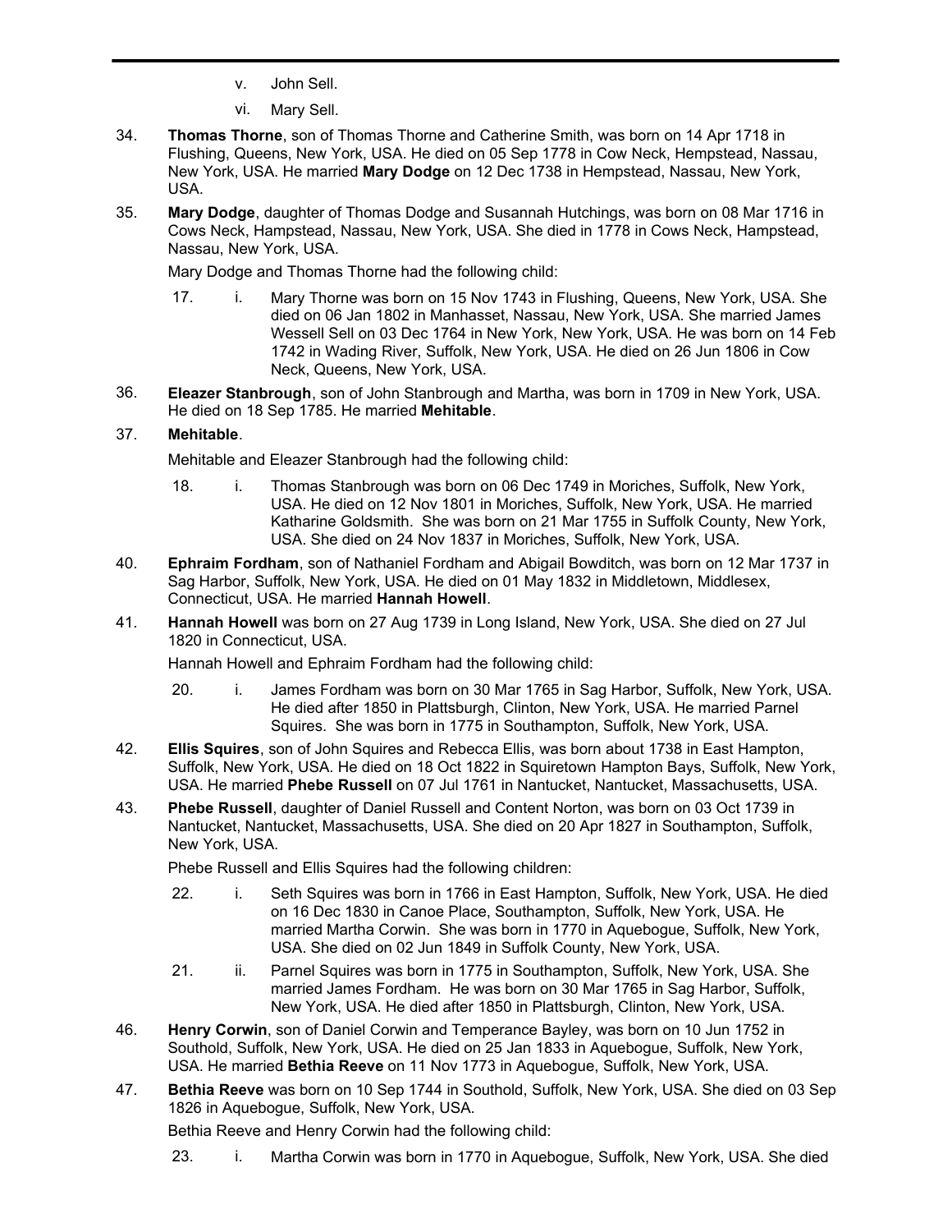v. John Sell.

vi. Mary Sell.

34. **Thomas Thorne**, son of Thomas Thorne and Catherine Smith, was born on 14 Apr 1718 in Flushing, Queens, New York, USA. He died on 05 Sep 1778 in Cow Neck, Hempstead, Nassau, New York, USA. He married **Mary Dodge** on 12 Dec 1738 in Hempstead, Nassau, New York, USA.

35. **Mary Dodge**, daughter of Thomas Dodge and Susannah Hutchings, was born on 08 Mar 1716 in Cows Neck, Hampstead, Nassau, New York, USA. She died in 1778 in Cows Neck, Hampstead, Nassau, New York, USA.

Mary Dodge and Thomas Thorne had the following child:

17. i. Mary Thorne was born on 15 Nov 1743 in Flushing, Queens, New York, USA. She died on 06 Jan 1802 in Manhasset, Nassau, New York, USA. She married James Wessell Sell on 03 Dec 1764 in New York, New York, USA. He was born on 14 Feb 1742 in Wading River, Suffolk, New York, USA. He died on 26 Jun 1806 in Cow Neck, Queens, New York, USA.

36. **Eleazer Stanbrough**, son of John Stanbrough and Martha, was born in 1709 in New York, USA. He died on 18 Sep 1785. He married **Mehitable**.

37. **Mehitable**.

Mehitable and Eleazer Stanbrough had the following child:

18. i. Thomas Stanbrough was born on 06 Dec 1749 in Moriches, Suffolk, New York, USA. He died on 12 Nov 1801 in Moriches, Suffolk, New York, USA. He married Katharine Goldsmith. She was born on 21 Mar 1755 in Suffolk County, New York, USA. She died on 24 Nov 1837 in Moriches, Suffolk, New York, USA.

40. **Ephraim Fordham**, son of Nathaniel Fordham and Abigail Bowditch, was born on 12 Mar 1737 in Sag Harbor, Suffolk, New York, USA. He died on 01 May 1832 in Middletown, Middlesex, Connecticut, USA. He married **Hannah Howell**.

41. **Hannah Howell** was born on 27 Aug 1739 in Long Island, New York, USA. She died on 27 Jul 1820 in Connecticut, USA.

Hannah Howell and Ephraim Fordham had the following child:

20. i. James Fordham was born on 30 Mar 1765 in Sag Harbor, Suffolk, New York, USA. He died after 1850 in Plattsburgh, Clinton, New York, USA. He married Parnel Squires. She was born in 1775 in Southampton, Suffolk, New York, USA.

42. **Ellis Squires**, son of John Squires and Rebecca Ellis, was born about 1738 in East Hampton, Suffolk, New York, USA. He died on 18 Oct 1822 in Squiretown Hampton Bays, Suffolk, New York, USA. He married **Phebe Russell** on 07 Jul 1761 in Nantucket, Nantucket, Massachusetts, USA.

43. **Phebe Russell**, daughter of Daniel Russell and Content Norton, was born on 03 Oct 1739 in Nantucket, Nantucket, Massachusetts, USA. She died on 20 Apr 1827 in Southampton, Suffolk, New York, USA.

Phebe Russell and Ellis Squires had the following children:

22. i. Seth Squires was born in 1766 in East Hampton, Suffolk, New York, USA. He died on 16 Dec 1830 in Canoe Place, Southampton, Suffolk, New York, USA. He married Martha Corwin. She was born in 1770 in Aquebogue, Suffolk, New York, USA. She died on 02 Jun 1849 in Suffolk County, New York, USA.

21. ii. Parnel Squires was born in 1775 in Southampton, Suffolk, New York, USA. She married James Fordham. He was born on 30 Mar 1765 in Sag Harbor, Suffolk, New York, USA. He died after 1850 in Plattsburgh, Clinton, New York, USA.

46. **Henry Corwin**, son of Daniel Corwin and Temperance Bayley, was born on 10 Jun 1752 in Southold, Suffolk, New York, USA. He died on 25 Jan 1833 in Aquebogue, Suffolk, New York, USA. He married **Bethia Reeve** on 11 Nov 1773 in Aquebogue, Suffolk, New York, USA.

47. **Bethia Reeve** was born on 10 Sep 1744 in Southold, Suffolk, New York, USA. She died on 03 Sep 1826 in Aquebogue, Suffolk, New York, USA.

Bethia Reeve and Henry Corwin had the following child:

23. i. Martha Corwin was born in 1770 in Aquebogue, Suffolk, New York, USA. She died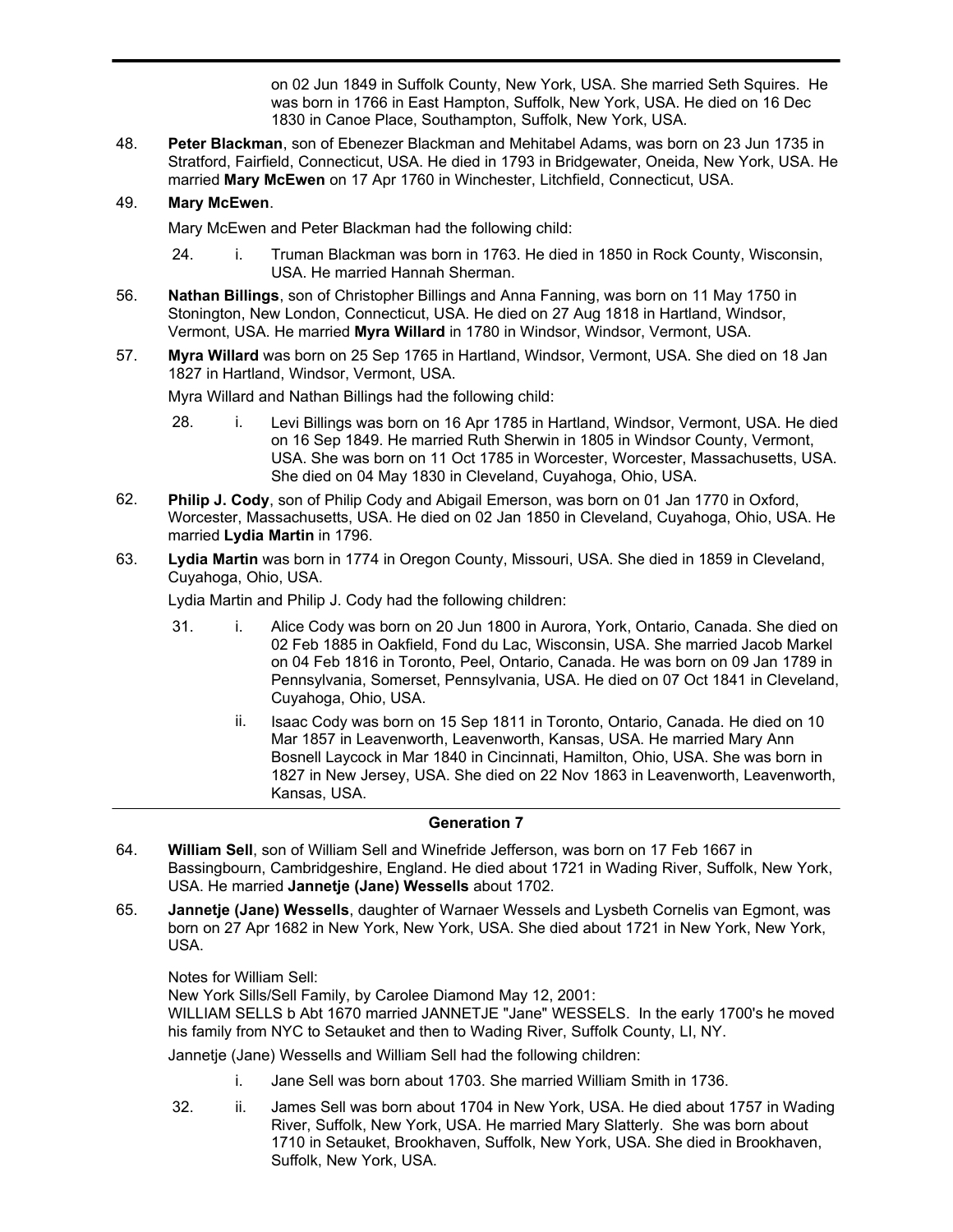on 02 Jun 1849 in Suffolk County, New York, USA. She married Seth Squires. He was born in 1766 in East Hampton, Suffolk, New York, USA. He died on 16 Dec 1830 in Canoe Place, Southampton, Suffolk, New York, USA.

48. **Peter Blackman**, son of Ebenezer Blackman and Mehitabel Adams, was born on 23 Jun 1735 in Stratford, Fairfield, Connecticut, USA. He died in 1793 in Bridgewater, Oneida, New York, USA. He married **Mary McEwen** on 17 Apr 1760 in Winchester, Litchfield, Connecticut, USA.

49. **Mary McEwen**.

Mary McEwen and Peter Blackman had the following child:

24. i. Truman Blackman was born in 1763. He died in 1850 in Rock County, Wisconsin, USA. He married Hannah Sherman.

56. **Nathan Billings**, son of Christopher Billings and Anna Fanning, was born on 11 May 1750 in Stonington, New London, Connecticut, USA. He died on 27 Aug 1818 in Hartland, Windsor, Vermont, USA. He married **Myra Willard** in 1780 in Windsor, Windsor, Vermont, USA.

57. **Myra Willard** was born on 25 Sep 1765 in Hartland, Windsor, Vermont, USA. She died on 18 Jan 1827 in Hartland, Windsor, Vermont, USA.

Myra Willard and Nathan Billings had the following child:

28. i. Levi Billings was born on 16 Apr 1785 in Hartland, Windsor, Vermont, USA. He died on 16 Sep 1849. He married Ruth Sherwin in 1805 in Windsor County, Vermont, USA. She was born on 11 Oct 1785 in Worcester, Worcester, Massachusetts, USA. She died on 04 May 1830 in Cleveland, Cuyahoga, Ohio, USA.

62. **Philip J. Cody**, son of Philip Cody and Abigail Emerson, was born on 01 Jan 1770 in Oxford, Worcester, Massachusetts, USA. He died on 02 Jan 1850 in Cleveland, Cuyahoga, Ohio, USA. He married **Lydia Martin** in 1796.

63. **Lydia Martin** was born in 1774 in Oregon County, Missouri, USA. She died in 1859 in Cleveland, Cuyahoga, Ohio, USA.

Lydia Martin and Philip J. Cody had the following children:

31. i. Alice Cody was born on 20 Jun 1800 in Aurora, York, Ontario, Canada. She died on 02 Feb 1885 in Oakfield, Fond du Lac, Wisconsin, USA. She married Jacob Markel on 04 Feb 1816 in Toronto, Peel, Ontario, Canada. He was born on 09 Jan 1789 in Pennsylvania, Somerset, Pennsylvania, USA. He died on 07 Oct 1841 in Cleveland, Cuyahoga, Ohio, USA.

ii. Isaac Cody was born on 15 Sep 1811 in Toronto, Ontario, Canada. He died on 10 Mar 1857 in Leavenworth, Leavenworth, Kansas, USA. He married Mary Ann Bosnell Laycock in Mar 1840 in Cincinnati, Hamilton, Ohio, USA. She was born in 1827 in New Jersey, USA. She died on 22 Nov 1863 in Leavenworth, Leavenworth, Kansas, USA.

## Generation 7

64. **William Sell**, son of William Sell and Winefride Jefferson, was born on 17 Feb 1667 in Bassingbourn, Cambridgeshire, England. He died about 1721 in Wading River, Suffolk, New York, USA. He married **Jannetje (Jane) Wessells** about 1702.

65. **Jannetje (Jane) Wessells**, daughter of Warnaer Wessels and Lysbeth Cornelis van Egmont, was born on 27 Apr 1682 in New York, New York, USA. She died about 1721 in New York, New York, USA.

Notes for William Sell:
New York Sills/Sell Family, by Carolee Diamond May 12, 2001:
WILLIAM SELLS b Abt 1670 married JANNETJE "Jane" WESSELS. In the early 1700's he moved his family from NYC to Setauket and then to Wading River, Suffolk County, LI, NY.

Jannetje (Jane) Wessells and William Sell had the following children:

i. Jane Sell was born about 1703. She married William Smith in 1736.

32. ii. James Sell was born about 1704 in New York, USA. He died about 1757 in Wading River, Suffolk, New York, USA. He married Mary Slatterly. She was born about 1710 in Setauket, Brookhaven, Suffolk, New York, USA. She died in Brookhaven, Suffolk, New York, USA.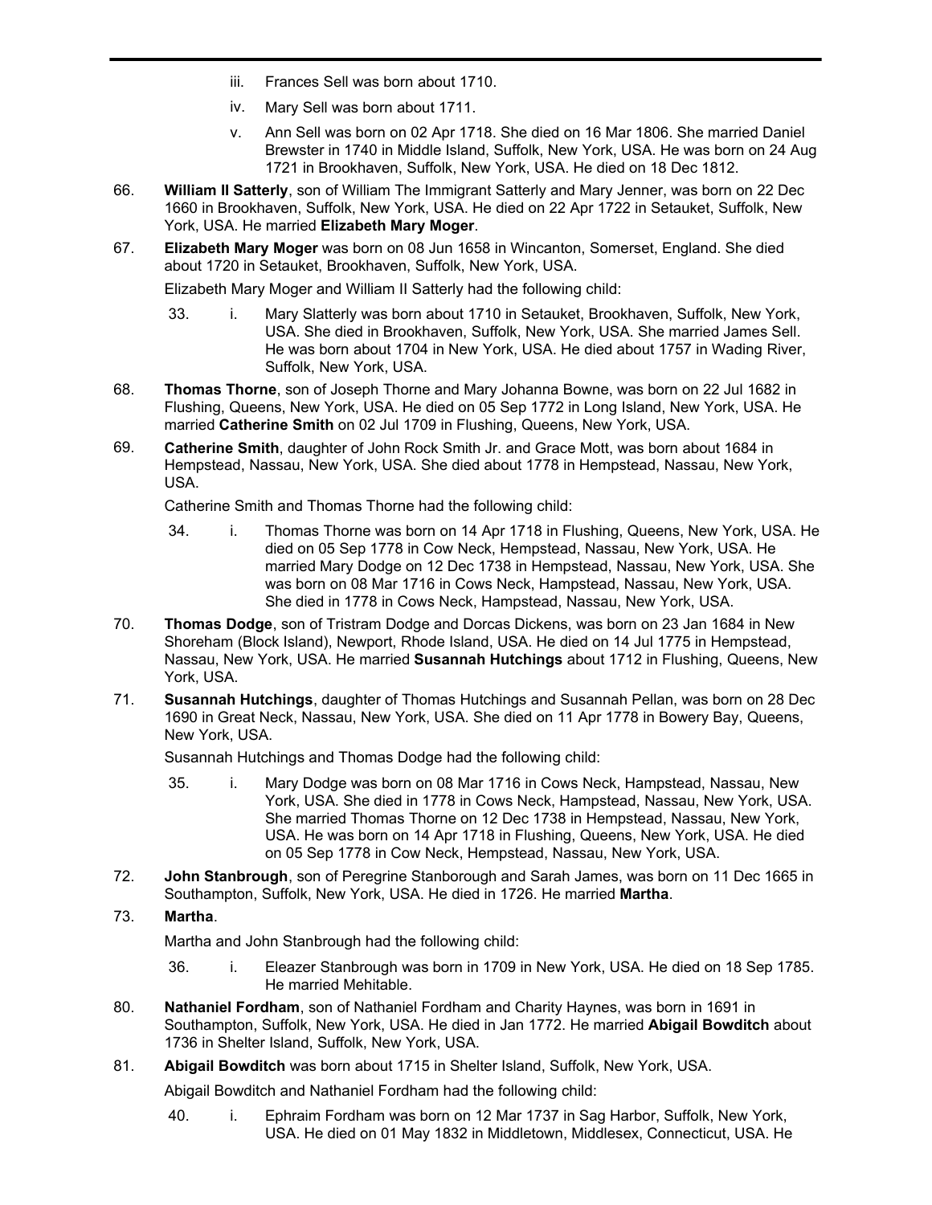iii. Frances Sell was born about 1710.

iv. Mary Sell was born about 1711.

v. Ann Sell was born on 02 Apr 1718. She died on 16 Mar 1806. She married Daniel Brewster in 1740 in Middle Island, Suffolk, New York, USA. He was born on 24 Aug 1721 in Brookhaven, Suffolk, New York, USA. He died on 18 Dec 1812.

66. **William II Satterly**, son of William The Immigrant Satterly and Mary Jenner, was born on 22 Dec 1660 in Brookhaven, Suffolk, New York, USA. He died on 22 Apr 1722 in Setauket, Suffolk, New York, USA. He married **Elizabeth Mary Moger**.

67. **Elizabeth Mary Moger** was born on 08 Jun 1658 in Wincanton, Somerset, England. She died about 1720 in Setauket, Brookhaven, Suffolk, New York, USA.

Elizabeth Mary Moger and William II Satterly had the following child:

33. i. Mary Slatterly was born about 1710 in Setauket, Brookhaven, Suffolk, New York, USA. She died in Brookhaven, Suffolk, New York, USA. She married James Sell. He was born about 1704 in New York, USA. He died about 1757 in Wading River, Suffolk, New York, USA.

68. **Thomas Thorne**, son of Joseph Thorne and Mary Johanna Bowne, was born on 22 Jul 1682 in Flushing, Queens, New York, USA. He died on 05 Sep 1772 in Long Island, New York, USA. He married **Catherine Smith** on 02 Jul 1709 in Flushing, Queens, New York, USA.

69. **Catherine Smith**, daughter of John Rock Smith Jr. and Grace Mott, was born about 1684 in Hempstead, Nassau, New York, USA. She died about 1778 in Hempstead, Nassau, New York, USA.

Catherine Smith and Thomas Thorne had the following child:

34. i. Thomas Thorne was born on 14 Apr 1718 in Flushing, Queens, New York, USA. He died on 05 Sep 1778 in Cow Neck, Hempstead, Nassau, New York, USA. He married Mary Dodge on 12 Dec 1738 in Hempstead, Nassau, New York, USA. She was born on 08 Mar 1716 in Cows Neck, Hampstead, Nassau, New York, USA. She died in 1778 in Cows Neck, Hampstead, Nassau, New York, USA.

70. **Thomas Dodge**, son of Tristram Dodge and Dorcas Dickens, was born on 23 Jan 1684 in New Shoreham (Block Island), Newport, Rhode Island, USA. He died on 14 Jul 1775 in Hempstead, Nassau, New York, USA. He married **Susannah Hutchings** about 1712 in Flushing, Queens, New York, USA.

71. **Susannah Hutchings**, daughter of Thomas Hutchings and Susannah Pellan, was born on 28 Dec 1690 in Great Neck, Nassau, New York, USA. She died on 11 Apr 1778 in Bowery Bay, Queens, New York, USA.

Susannah Hutchings and Thomas Dodge had the following child:

35. i. Mary Dodge was born on 08 Mar 1716 in Cows Neck, Hampstead, Nassau, New York, USA. She died in 1778 in Cows Neck, Hampstead, Nassau, New York, USA. She married Thomas Thorne on 12 Dec 1738 in Hempstead, Nassau, New York, USA. He was born on 14 Apr 1718 in Flushing, Queens, New York, USA. He died on 05 Sep 1778 in Cow Neck, Hempstead, Nassau, New York, USA.

72. **John Stanbrough**, son of Peregrine Stanborough and Sarah James, was born on 11 Dec 1665 in Southampton, Suffolk, New York, USA. He died in 1726. He married **Martha**.

73. **Martha**.

Martha and John Stanbrough had the following child:

36. i. Eleazer Stanbrough was born in 1709 in New York, USA. He died on 18 Sep 1785. He married Mehitable.

80. **Nathaniel Fordham**, son of Nathaniel Fordham and Charity Haynes, was born in 1691 in Southampton, Suffolk, New York, USA. He died in Jan 1772. He married **Abigail Bowditch** about 1736 in Shelter Island, Suffolk, New York, USA.

81. **Abigail Bowditch** was born about 1715 in Shelter Island, Suffolk, New York, USA.

Abigail Bowditch and Nathaniel Fordham had the following child:

40. i. Ephraim Fordham was born on 12 Mar 1737 in Sag Harbor, Suffolk, New York, USA. He died on 01 May 1832 in Middletown, Middlesex, Connecticut, USA. He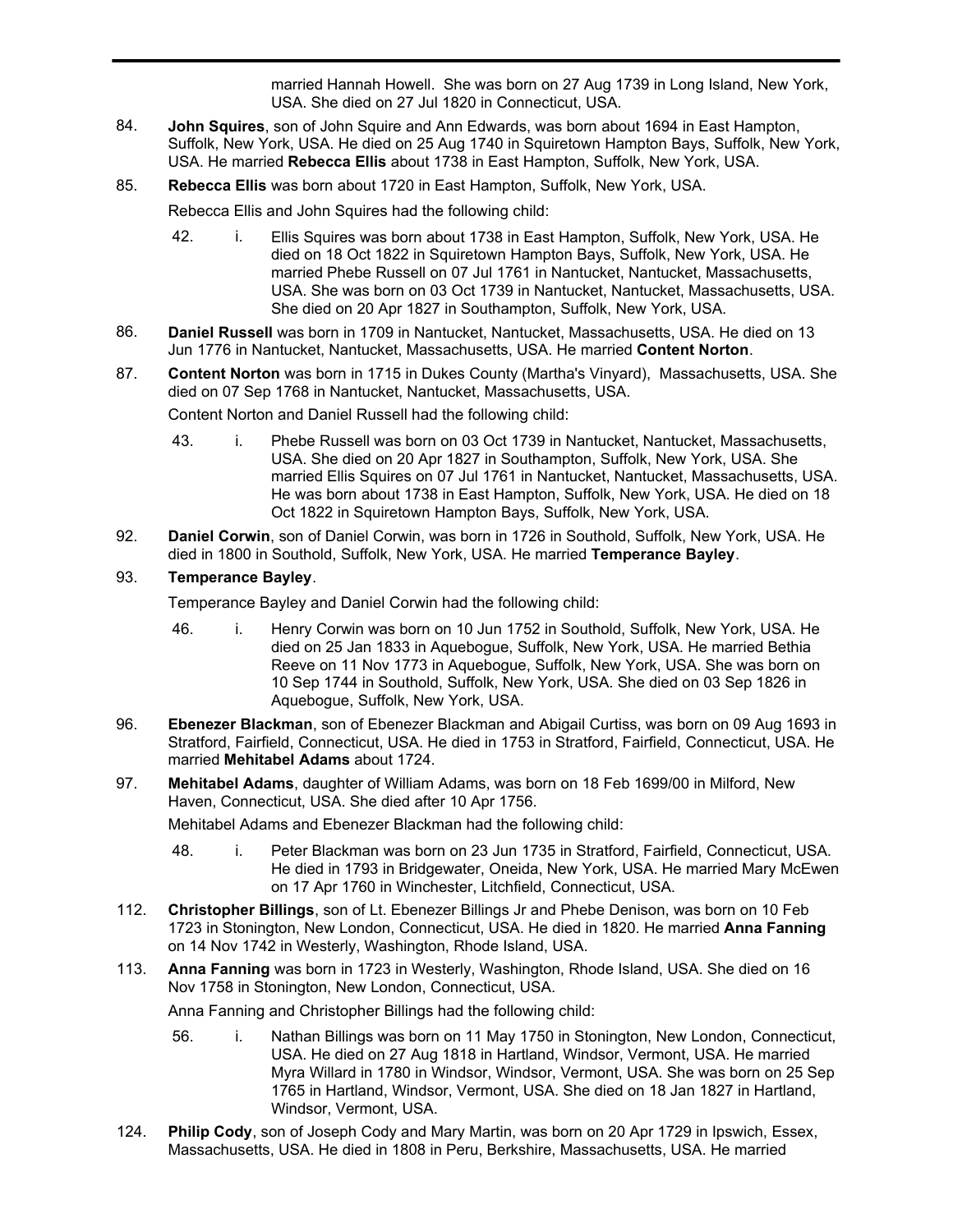married Hannah Howell. She was born on 27 Aug 1739 in Long Island, New York, USA. She died on 27 Jul 1820 in Connecticut, USA.

84. **John Squires**, son of John Squire and Ann Edwards, was born about 1694 in East Hampton, Suffolk, New York, USA. He died on 25 Aug 1740 in Squiretown Hampton Bays, Suffolk, New York, USA. He married **Rebecca Ellis** about 1738 in East Hampton, Suffolk, New York, USA.

85. **Rebecca Ellis** was born about 1720 in East Hampton, Suffolk, New York, USA.

Rebecca Ellis and John Squires had the following child:

42. i. Ellis Squires was born about 1738 in East Hampton, Suffolk, New York, USA. He died on 18 Oct 1822 in Squiretown Hampton Bays, Suffolk, New York, USA. He married Phebe Russell on 07 Jul 1761 in Nantucket, Nantucket, Massachusetts, USA. She was born on 03 Oct 1739 in Nantucket, Nantucket, Massachusetts, USA. She died on 20 Apr 1827 in Southampton, Suffolk, New York, USA.

86. **Daniel Russell** was born in 1709 in Nantucket, Nantucket, Massachusetts, USA. He died on 13 Jun 1776 in Nantucket, Nantucket, Massachusetts, USA. He married **Content Norton**.

87. **Content Norton** was born in 1715 in Dukes County (Martha's Vineyard), Massachusetts, USA. She died on 07 Sep 1768 in Nantucket, Nantucket, Massachusetts, USA.

Content Norton and Daniel Russell had the following child:

43. i. Phebe Russell was born on 03 Oct 1739 in Nantucket, Nantucket, Massachusetts, USA. She died on 20 Apr 1827 in Southampton, Suffolk, New York, USA. She married Ellis Squires on 07 Jul 1761 in Nantucket, Nantucket, Massachusetts, USA. He was born about 1738 in East Hampton, Suffolk, New York, USA. He died on 18 Oct 1822 in Squiretown Hampton Bays, Suffolk, New York, USA.

92. **Daniel Corwin**, son of Daniel Corwin, was born in 1726 in Southold, Suffolk, New York, USA. He died in 1800 in Southold, Suffolk, New York, USA. He married **Temperance Bayley**.

93. **Temperance Bayley**.

Temperance Bayley and Daniel Corwin had the following child:

46. i. Henry Corwin was born on 10 Jun 1752 in Southold, Suffolk, New York, USA. He died on 25 Jan 1833 in Aquebogue, Suffolk, New York, USA. He married Bethia Reeve on 11 Nov 1773 in Aquebogue, Suffolk, New York, USA. She was born on 10 Sep 1744 in Southold, Suffolk, New York, USA. She died on 03 Sep 1826 in Aquebogue, Suffolk, New York, USA.

96. **Ebenezer Blackman**, son of Ebenezer Blackman and Abigail Curtiss, was born on 09 Aug 1693 in Stratford, Fairfield, Connecticut, USA. He died in 1753 in Stratford, Fairfield, Connecticut, USA. He married **Mehitabel Adams** about 1724.

97. **Mehitabel Adams**, daughter of William Adams, was born on 18 Feb 1699/00 in Milford, New Haven, Connecticut, USA. She died after 10 Apr 1756.

Mehitabel Adams and Ebenezer Blackman had the following child:

48. i. Peter Blackman was born on 23 Jun 1735 in Stratford, Fairfield, Connecticut, USA. He died in 1793 in Bridgewater, Oneida, New York, USA. He married Mary McEwen on 17 Apr 1760 in Winchester, Litchfield, Connecticut, USA.

112. **Christopher Billings**, son of Lt. Ebenezer Billings Jr and Phebe Denison, was born on 10 Feb 1723 in Stonington, New London, Connecticut, USA. He died in 1820. He married **Anna Fanning** on 14 Nov 1742 in Westerly, Washington, Rhode Island, USA.

113. **Anna Fanning** was born in 1723 in Westerly, Washington, Rhode Island, USA. She died on 16 Nov 1758 in Stonington, New London, Connecticut, USA.

Anna Fanning and Christopher Billings had the following child:

56. i. Nathan Billings was born on 11 May 1750 in Stonington, New London, Connecticut, USA. He died on 27 Aug 1818 in Hartland, Windsor, Vermont, USA. He married Myra Willard in 1780 in Windsor, Windsor, Vermont, USA. She was born on 25 Sep 1765 in Hartland, Windsor, Vermont, USA. She died on 18 Jan 1827 in Hartland, Windsor, Vermont, USA.

124. **Philip Cody**, son of Joseph Cody and Mary Martin, was born on 20 Apr 1729 in Ipswich, Essex, Massachusetts, USA. He died in 1808 in Peru, Berkshire, Massachusetts, USA. He married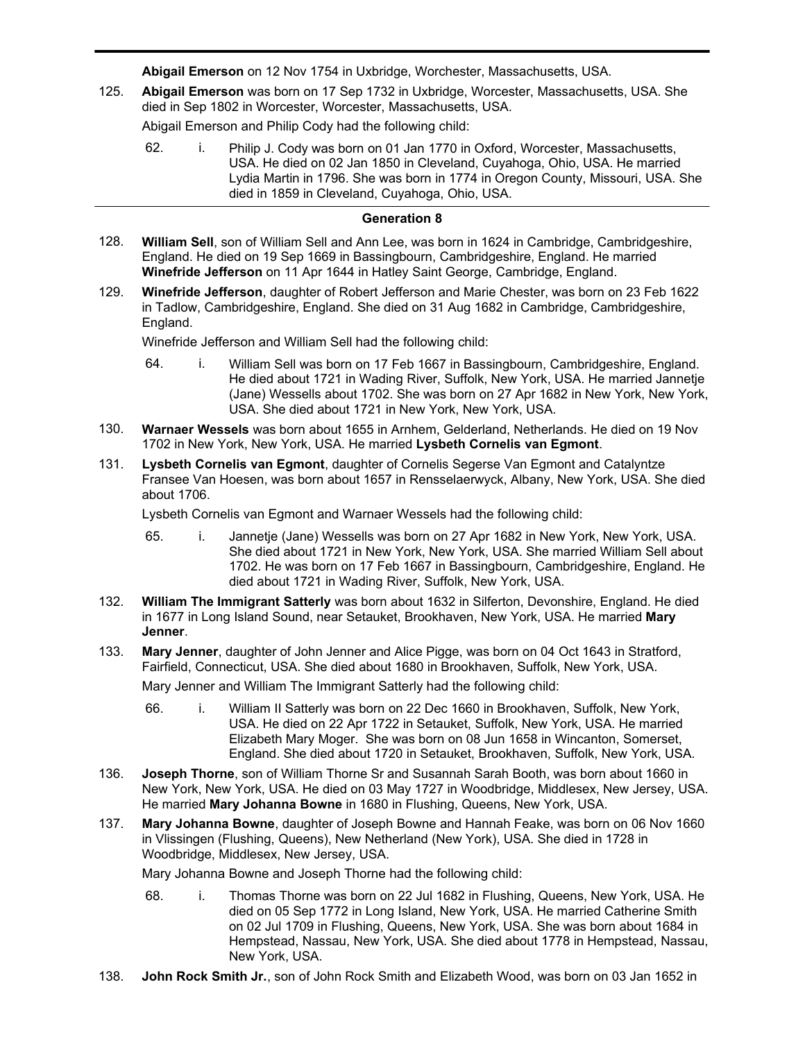**Abigail Emerson** on 12 Nov 1754 in Uxbridge, Worchester, Massachusetts, USA.

125. **Abigail Emerson** was born on 17 Sep 1732 in Uxbridge, Worcester, Massachusetts, USA. She died in Sep 1802 in Worcester, Worcester, Massachusetts, USA.

   Abigail Emerson and Philip Cody had the following child:

   62. i. Philip J. Cody was born on 01 Jan 1770 in Oxford, Worcester, Massachusetts, USA. He died on 02 Jan 1850 in Cleveland, Cuyahoga, Ohio, USA. He married Lydia Martin in 1796. She was born in 1774 in Oregon County, Missouri, USA. She died in 1859 in Cleveland, Cuyahoga, Ohio, USA.

## Generation 8

128. **William Sell**, son of William Sell and Ann Lee, was born in 1624 in Cambridge, Cambridgeshire, England. He died on 19 Sep 1669 in Bassingbourn, Cambridgeshire, England. He married **Winefride Jefferson** on 11 Apr 1644 in Hatley Saint George, Cambridge, England.

129. **Winefride Jefferson**, daughter of Robert Jefferson and Marie Chester, was born on 23 Feb 1622 in Tadlow, Cambridgeshire, England. She died on 31 Aug 1682 in Cambridge, Cambridgeshire, England.

   Winefride Jefferson and William Sell had the following child:

   64. i. William Sell was born on 17 Feb 1667 in Bassingbourn, Cambridgeshire, England. He died about 1721 in Wading River, Suffolk, New York, USA. He married Jannetje (Jane) Wessells about 1702. She was born on 27 Apr 1682 in New York, New York, USA. She died about 1721 in New York, New York, USA.

130. **Warnaer Wessels** was born about 1655 in Arnhem, Gelderland, Netherlands. He died on 19 Nov 1702 in New York, New York, USA. He married **Lysbeth Cornelis van Egmont**.

131. **Lysbeth Cornelis van Egmont**, daughter of Cornelis Segerse Van Egmont and Catalyntze Fransee Van Hoesen, was born about 1657 in Rensselaerwyck, Albany, New York, USA. She died about 1706.

   Lysbeth Cornelis van Egmont and Warnaer Wessels had the following child:

   65. i. Jannetje (Jane) Wessells was born on 27 Apr 1682 in New York, New York, USA. She died about 1721 in New York, New York, USA. She married William Sell about 1702. He was born on 17 Feb 1667 in Bassingbourn, Cambridgeshire, England. He died about 1721 in Wading River, Suffolk, New York, USA.

132. **William The Immigrant Satterly** was born about 1632 in Silferton, Devonshire, England. He died in 1677 in Long Island Sound, near Setauket, Brookhaven, New York, USA. He married **Mary Jenner**.

133. **Mary Jenner**, daughter of John Jenner and Alice Pigge, was born on 04 Oct 1643 in Stratford, Fairfield, Connecticut, USA. She died about 1680 in Brookhaven, Suffolk, New York, USA.

   Mary Jenner and William The Immigrant Satterly had the following child:

   66. i. William II Satterly was born on 22 Dec 1660 in Brookhaven, Suffolk, New York, USA. He died on 22 Apr 1722 in Setauket, Suffolk, New York, USA. He married Elizabeth Mary Moger. She was born on 08 Jun 1658 in Wincanton, Somerset, England. She died about 1720 in Setauket, Brookhaven, Suffolk, New York, USA.

136. **Joseph Thorne**, son of William Thorne Sr and Susannah Sarah Booth, was born about 1660 in New York, New York, USA. He died on 03 May 1727 in Woodbridge, Middlesex, New Jersey, USA. He married **Mary Johanna Bowne** in 1680 in Flushing, Queens, New York, USA.

137. **Mary Johanna Bowne**, daughter of Joseph Bowne and Hannah Feake, was born on 06 Nov 1660 in Vlissingen (Flushing, Queens), New Netherland (New York), USA. She died in 1728 in Woodbridge, Middlesex, New Jersey, USA.

   Mary Johanna Bowne and Joseph Thorne had the following child:

   68. i. Thomas Thorne was born on 22 Jul 1682 in Flushing, Queens, New York, USA. He died on 05 Sep 1772 in Long Island, New York, USA. He married Catherine Smith on 02 Jul 1709 in Flushing, Queens, New York, USA. She was born about 1684 in Hempstead, Nassau, New York, USA. She died about 1778 in Hempstead, Nassau, New York, USA.

138. **John Rock Smith Jr.**, son of John Rock Smith and Elizabeth Wood, was born on 03 Jan 1652 in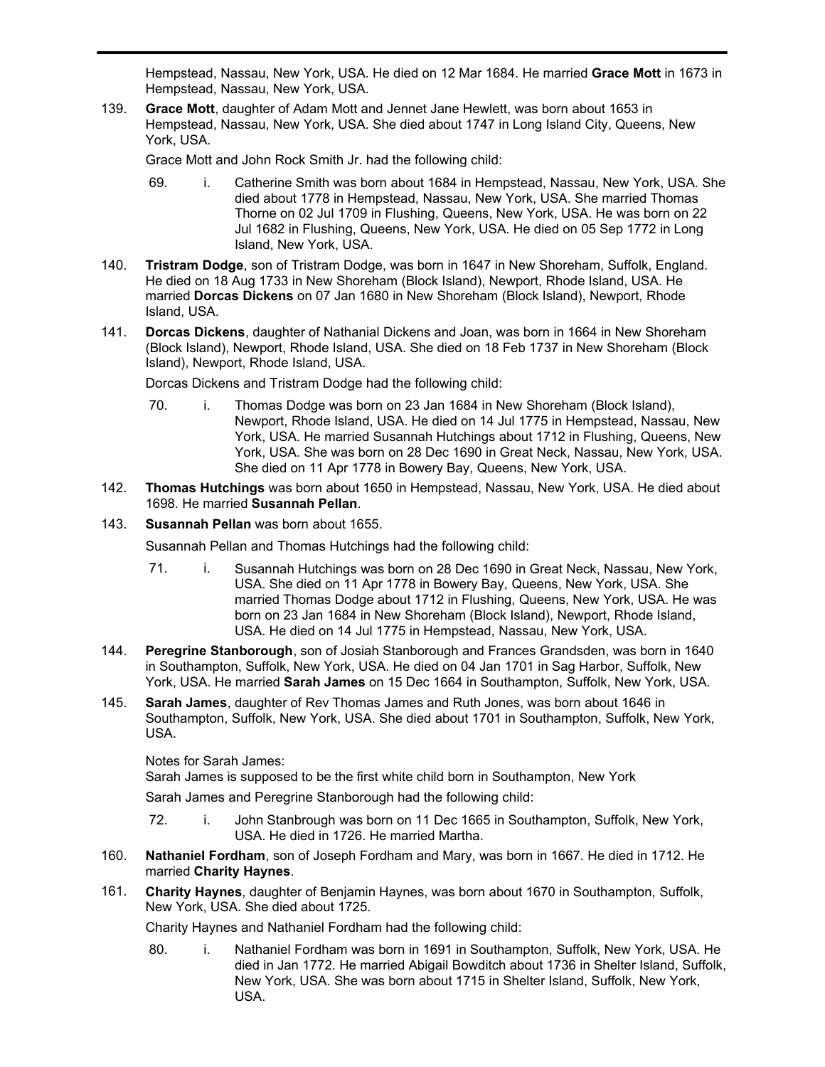Hempstead, Nassau, New York, USA. He died on 12 Mar 1684. He married **Grace Mott** in 1673 in Hempstead, Nassau, New York, USA.

139. **Grace Mott**, daughter of Adam Mott and Jennet Jane Hewlett, was born about 1653 in Hempstead, Nassau, New York, USA. She died about 1747 in Long Island City, Queens, New York, USA.

 Grace Mott and John Rock Smith Jr. had the following child:

 69. i. Catherine Smith was born about 1684 in Hempstead, Nassau, New York, USA. She died about 1778 in Hempstead, Nassau, New York, USA. She married Thomas Thorne on 02 Jul 1709 in Flushing, Queens, New York, USA. He was born on 22 Jul 1682 in Flushing, Queens, New York, USA. He died on 05 Sep 1772 in Long Island, New York, USA.

140. **Tristram Dodge**, son of Tristram Dodge, was born in 1647 in New Shoreham, Suffolk, England. He died on 18 Aug 1733 in New Shoreham (Block Island), Newport, Rhode Island, USA. He married **Dorcas Dickens** on 07 Jan 1680 in New Shoreham (Block Island), Newport, Rhode Island, USA.

141. **Dorcas Dickens**, daughter of Nathanial Dickens and Joan, was born in 1664 in New Shoreham (Block Island), Newport, Rhode Island, USA. She died on 18 Feb 1737 in New Shoreham (Block Island), Newport, Rhode Island, USA.

 Dorcas Dickens and Tristram Dodge had the following child:

 70. i. Thomas Dodge was born on 23 Jan 1684 in New Shoreham (Block Island), Newport, Rhode Island, USA. He died on 14 Jul 1775 in Hempstead, Nassau, New York, USA. He married Susannah Hutchings about 1712 in Flushing, Queens, New York, USA. She was born on 28 Dec 1690 in Great Neck, Nassau, New York, USA. She died on 11 Apr 1778 in Bowery Bay, Queens, New York, USA.

142. **Thomas Hutchings** was born about 1650 in Hempstead, Nassau, New York, USA. He died about 1698. He married **Susannah Pellan**.

143. **Susannah Pellan** was born about 1655.

 Susannah Pellan and Thomas Hutchings had the following child:

 71. i. Susannah Hutchings was born on 28 Dec 1690 in Great Neck, Nassau, New York, USA. She died on 11 Apr 1778 in Bowery Bay, Queens, New York, USA. She married Thomas Dodge about 1712 in Flushing, Queens, New York, USA. He was born on 23 Jan 1684 in New Shoreham (Block Island), Newport, Rhode Island, USA. He died on 14 Jul 1775 in Hempstead, Nassau, New York, USA.

144. **Peregrine Stanborough**, son of Josiah Stanborough and Frances Grandsden, was born in 1640 in Southampton, Suffolk, New York, USA. He died on 04 Jan 1701 in Sag Harbor, Suffolk, New York, USA. He married **Sarah James** on 15 Dec 1664 in Southampton, Suffolk, New York, USA.

145. **Sarah James**, daughter of Rev Thomas James and Ruth Jones, was born about 1646 in Southampton, Suffolk, New York, USA. She died about 1701 in Southampton, Suffolk, New York, USA.

 Notes for Sarah James:
 Sarah James is supposed to be the first white child born in Southampton, New York

 Sarah James and Peregrine Stanborough had the following child:

 72. i. John Stanbrough was born on 11 Dec 1665 in Southampton, Suffolk, New York, USA. He died in 1726. He married Martha.

160. **Nathaniel Fordham**, son of Joseph Fordham and Mary, was born in 1667. He died in 1712. He married **Charity Haynes**.

161. **Charity Haynes**, daughter of Benjamin Haynes, was born about 1670 in Southampton, Suffolk, New York, USA. She died about 1725.

 Charity Haynes and Nathaniel Fordham had the following child:

 80. i. Nathaniel Fordham was born in 1691 in Southampton, Suffolk, New York, USA. He died in Jan 1772. He married Abigail Bowditch about 1736 in Shelter Island, Suffolk, New York, USA. She was born about 1715 in Shelter Island, Suffolk, New York, USA.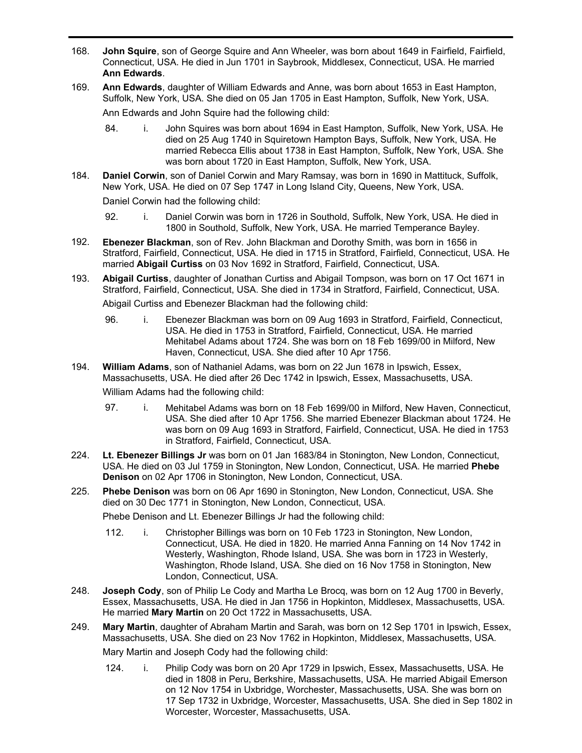168. **John Squire**, son of George Squire and Ann Wheeler, was born about 1649 in Fairfield, Fairfield, Connecticut, USA. He died in Jun 1701 in Saybrook, Middlesex, Connecticut, USA. He married **Ann Edwards**.

169. **Ann Edwards**, daughter of William Edwards and Anne, was born about 1653 in East Hampton, Suffolk, New York, USA. She died on 05 Jan 1705 in East Hampton, Suffolk, New York, USA.

     Ann Edwards and John Squire had the following child:

     84. i. John Squires was born about 1694 in East Hampton, Suffolk, New York, USA. He died on 25 Aug 1740 in Squiretown Hampton Bays, Suffolk, New York, USA. He married Rebecca Ellis about 1738 in East Hampton, Suffolk, New York, USA. She was born about 1720 in East Hampton, Suffolk, New York, USA.

184. **Daniel Corwin**, son of Daniel Corwin and Mary Ramsay, was born in 1690 in Mattituck, Suffolk, New York, USA. He died on 07 Sep 1747 in Long Island City, Queens, New York, USA.

     Daniel Corwin had the following child:

     92. i. Daniel Corwin was born in 1726 in Southold, Suffolk, New York, USA. He died in 1800 in Southold, Suffolk, New York, USA. He married Temperance Bayley.

192. **Ebenezer Blackman**, son of Rev. John Blackman and Dorothy Smith, was born in 1656 in Stratford, Fairfield, Connecticut, USA. He died in 1715 in Stratford, Fairfield, Connecticut, USA. He married **Abigail Curtiss** on 03 Nov 1692 in Stratford, Fairfield, Connecticut, USA.

193. **Abigail Curtiss**, daughter of Jonathan Curtiss and Abigail Tompson, was born on 17 Oct 1671 in Stratford, Fairfield, Connecticut, USA. She died in 1734 in Stratford, Fairfield, Connecticut, USA.

     Abigail Curtiss and Ebenezer Blackman had the following child:

     96. i. Ebenezer Blackman was born on 09 Aug 1693 in Stratford, Fairfield, Connecticut, USA. He died in 1753 in Stratford, Fairfield, Connecticut, USA. He married Mehitabel Adams about 1724. She was born on 18 Feb 1699/00 in Milford, New Haven, Connecticut, USA. She died after 10 Apr 1756.

194. **William Adams**, son of Nathaniel Adams, was born on 22 Jun 1678 in Ipswich, Essex, Massachusetts, USA. He died after 26 Dec 1742 in Ipswich, Essex, Massachusetts, USA.

     William Adams had the following child:

     97. i. Mehitabel Adams was born on 18 Feb 1699/00 in Milford, New Haven, Connecticut, USA. She died after 10 Apr 1756. She married Ebenezer Blackman about 1724. He was born on 09 Aug 1693 in Stratford, Fairfield, Connecticut, USA. He died in 1753 in Stratford, Fairfield, Connecticut, USA.

224. **Lt. Ebenezer Billings Jr** was born on 01 Jan 1683/84 in Stonington, New London, Connecticut, USA. He died on 03 Jul 1759 in Stonington, New London, Connecticut, USA. He married **Phebe Denison** on 02 Apr 1706 in Stonington, New London, Connecticut, USA.

225. **Phebe Denison** was born on 06 Apr 1690 in Stonington, New London, Connecticut, USA. She died on 30 Dec 1771 in Stonington, New London, Connecticut, USA.

     Phebe Denison and Lt. Ebenezer Billings Jr had the following child:

     112. i. Christopher Billings was born on 10 Feb 1723 in Stonington, New London, Connecticut, USA. He died in 1820. He married Anna Fanning on 14 Nov 1742 in Westerly, Washington, Rhode Island, USA. She was born in 1723 in Westerly, Washington, Rhode Island, USA. She died on 16 Nov 1758 in Stonington, New London, Connecticut, USA.

248. **Joseph Cody**, son of Philip Le Cody and Martha Le Brocq, was born on 12 Aug 1700 in Beverly, Essex, Massachusetts, USA. He died in Jan 1756 in Hopkinton, Middlesex, Massachusetts, USA. He married **Mary Martin** on 20 Oct 1722 in Massachusetts, USA.

249. **Mary Martin**, daughter of Abraham Martin and Sarah, was born on 12 Sep 1701 in Ipswich, Essex, Massachusetts, USA. She died on 23 Nov 1762 in Hopkinton, Middlesex, Massachusetts, USA.

     Mary Martin and Joseph Cody had the following child:

     124. i. Philip Cody was born on 20 Apr 1729 in Ipswich, Essex, Massachusetts, USA. He died in 1808 in Peru, Berkshire, Massachusetts, USA. He married Abigail Emerson on 12 Nov 1754 in Uxbridge, Worchester, Massachusetts, USA. She was born on 17 Sep 1732 in Uxbridge, Worcester, Massachusetts, USA. She died in Sep 1802 in Worcester, Worcester, Massachusetts, USA.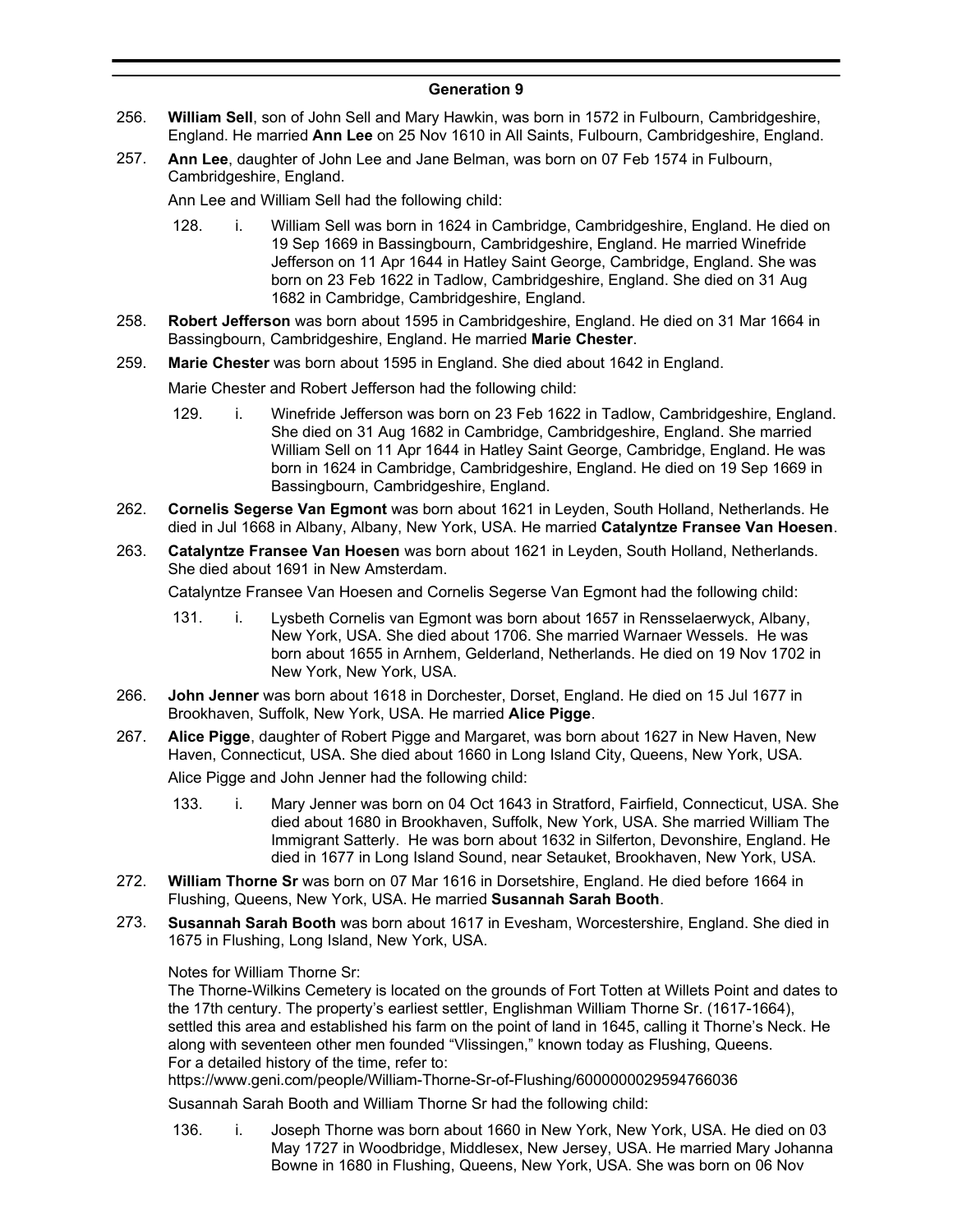## Generation 9

256. **William Sell**, son of John Sell and Mary Hawkin, was born in 1572 in Fulbourn, Cambridgeshire, England. He married **Ann Lee** on 25 Nov 1610 in All Saints, Fulbourn, Cambridgeshire, England.

257. **Ann Lee**, daughter of John Lee and Jane Belman, was born on 07 Feb 1574 in Fulbourn, Cambridgeshire, England.

    Ann Lee and William Sell had the following child:

    128. i. William Sell was born in 1624 in Cambridge, Cambridgeshire, England. He died on 19 Sep 1669 in Bassingbourn, Cambridgeshire, England. He married Winefride Jefferson on 11 Apr 1644 in Hatley Saint George, Cambridge, England. She was born on 23 Feb 1622 in Tadlow, Cambridgeshire, England. She died on 31 Aug 1682 in Cambridge, Cambridgeshire, England.

258. **Robert Jefferson** was born about 1595 in Cambridgeshire, England. He died on 31 Mar 1664 in Bassingbourn, Cambridgeshire, England. He married **Marie Chester**.

259. **Marie Chester** was born about 1595 in England. She died about 1642 in England.

    Marie Chester and Robert Jefferson had the following child:

    129. i. Winefride Jefferson was born on 23 Feb 1622 in Tadlow, Cambridgeshire, England. She died on 31 Aug 1682 in Cambridge, Cambridgeshire, England. She married William Sell on 11 Apr 1644 in Hatley Saint George, Cambridge, England. He was born in 1624 in Cambridge, Cambridgeshire, England. He died on 19 Sep 1669 in Bassingbourn, Cambridgeshire, England.

262. **Cornelis Segerse Van Egmont** was born about 1621 in Leyden, South Holland, Netherlands. He died in Jul 1668 in Albany, Albany, New York, USA. He married **Catalyntze Fransee Van Hoesen**.

263. **Catalyntze Fransee Van Hoesen** was born about 1621 in Leyden, South Holland, Netherlands. She died about 1691 in New Amsterdam.

    Catalyntze Fransee Van Hoesen and Cornelis Segerse Van Egmont had the following child:

    131. i. Lysbeth Cornelis van Egmont was born about 1657 in Rensselaerwyck, Albany, New York, USA. She died about 1706. She married Warnaer Wessels. He was born about 1655 in Arnhem, Gelderland, Netherlands. He died on 19 Nov 1702 in New York, New York, USA.

266. **John Jenner** was born about 1618 in Dorchester, Dorset, England. He died on 15 Jul 1677 in Brookhaven, Suffolk, New York, USA. He married **Alice Pigge**.

267. **Alice Pigge**, daughter of Robert Pigge and Margaret, was born about 1627 in New Haven, New Haven, Connecticut, USA. She died about 1660 in Long Island City, Queens, New York, USA.

    Alice Pigge and John Jenner had the following child:

    133. i. Mary Jenner was born on 04 Oct 1643 in Stratford, Fairfield, Connecticut, USA. She died about 1680 in Brookhaven, Suffolk, New York, USA. She married William The Immigrant Satterly. He was born about 1632 in Silferton, Devonshire, England. He died in 1677 in Long Island Sound, near Setauket, Brookhaven, New York, USA.

272. **William Thorne Sr** was born on 07 Mar 1616 in Dorsetshire, England. He died before 1664 in Flushing, Queens, New York, USA. He married **Susannah Sarah Booth**.

273. **Susannah Sarah Booth** was born about 1617 in Evesham, Worcestershire, England. She died in 1675 in Flushing, Long Island, New York, USA.

    Notes for William Thorne Sr:
    The Thorne-Wilkins Cemetery is located on the grounds of Fort Totten at Willets Point and dates to the 17th century. The property's earliest settler, Englishman William Thorne Sr. (1617-1664), settled this area and established his farm on the point of land in 1645, calling it Thorne's Neck. He along with seventeen other men founded "Vlissingen," known today as Flushing, Queens.
    For a detailed history of the time, refer to:
    https://www.geni.com/people/William-Thorne-Sr-of-Flushing/6000000029594766036

    Susannah Sarah Booth and William Thorne Sr had the following child:

    136. i. Joseph Thorne was born about 1660 in New York, New York, USA. He died on 03 May 1727 in Woodbridge, Middlesex, New Jersey, USA. He married Mary Johanna Bowne in 1680 in Flushing, Queens, New York, USA. She was born on 06 Nov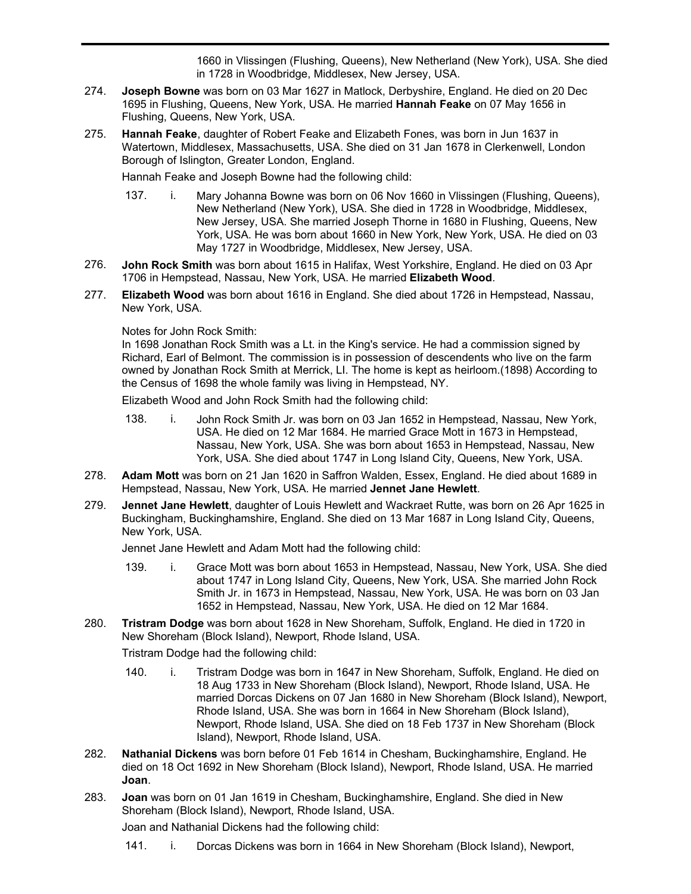1660 in Vlissingen (Flushing, Queens), New Netherland (New York), USA. She died in 1728 in Woodbridge, Middlesex, New Jersey, USA.

274. **Joseph Bowne** was born on 03 Mar 1627 in Matlock, Derbyshire, England. He died on 20 Dec 1695 in Flushing, Queens, New York, USA. He married **Hannah Feake** on 07 May 1656 in Flushing, Queens, New York, USA.

275. **Hannah Feake**, daughter of Robert Feake and Elizabeth Fones, was born in Jun 1637 in Watertown, Middlesex, Massachusetts, USA. She died on 31 Jan 1678 in Clerkenwell, London Borough of Islington, Greater London, England.

Hannah Feake and Joseph Bowne had the following child:

137. i. Mary Johanna Bowne was born on 06 Nov 1660 in Vlissingen (Flushing, Queens), New Netherland (New York), USA. She died in 1728 in Woodbridge, Middlesex, New Jersey, USA. She married Joseph Thorne in 1680 in Flushing, Queens, New York, USA. He was born about 1660 in New York, New York, USA. He died on 03 May 1727 in Woodbridge, Middlesex, New Jersey, USA.

276. **John Rock Smith** was born about 1615 in Halifax, West Yorkshire, England. He died on 03 Apr 1706 in Hempstead, Nassau, New York, USA. He married **Elizabeth Wood**.

277. **Elizabeth Wood** was born about 1616 in England. She died about 1726 in Hempstead, Nassau, New York, USA.

Notes for John Rock Smith:
In 1698 Jonathan Rock Smith was a Lt. in the King's service. He had a commission signed by Richard, Earl of Belmont. The commission is in possession of descendents who live on the farm owned by Jonathan Rock Smith at Merrick, LI. The home is kept as heirloom.(1898) According to the Census of 1698 the whole family was living in Hempstead, NY.

Elizabeth Wood and John Rock Smith had the following child:

138. i. John Rock Smith Jr. was born on 03 Jan 1652 in Hempstead, Nassau, New York, USA. He died on 12 Mar 1684. He married Grace Mott in 1673 in Hempstead, Nassau, New York, USA. She was born about 1653 in Hempstead, Nassau, New York, USA. She died about 1747 in Long Island City, Queens, New York, USA.

278. **Adam Mott** was born on 21 Jan 1620 in Saffron Walden, Essex, England. He died about 1689 in Hempstead, Nassau, New York, USA. He married **Jennet Jane Hewlett**.

279. **Jennet Jane Hewlett**, daughter of Louis Hewlett and Wackraet Rutte, was born on 26 Apr 1625 in Buckingham, Buckinghamshire, England. She died on 13 Mar 1687 in Long Island City, Queens, New York, USA.

Jennet Jane Hewlett and Adam Mott had the following child:

139. i. Grace Mott was born about 1653 in Hempstead, Nassau, New York, USA. She died about 1747 in Long Island City, Queens, New York, USA. She married John Rock Smith Jr. in 1673 in Hempstead, Nassau, New York, USA. He was born on 03 Jan 1652 in Hempstead, Nassau, New York, USA. He died on 12 Mar 1684.

280. **Tristram Dodge** was born about 1628 in New Shoreham, Suffolk, England. He died in 1720 in New Shoreham (Block Island), Newport, Rhode Island, USA.

Tristram Dodge had the following child:

140. i. Tristram Dodge was born in 1647 in New Shoreham, Suffolk, England. He died on 18 Aug 1733 in New Shoreham (Block Island), Newport, Rhode Island, USA. He married Dorcas Dickens on 07 Jan 1680 in New Shoreham (Block Island), Newport, Rhode Island, USA. She was born in 1664 in New Shoreham (Block Island), Newport, Rhode Island, USA. She died on 18 Feb 1737 in New Shoreham (Block Island), Newport, Rhode Island, USA.

282. **Nathanial Dickens** was born before 01 Feb 1614 in Chesham, Buckinghamshire, England. He died on 18 Oct 1692 in New Shoreham (Block Island), Newport, Rhode Island, USA. He married **Joan**.

283. **Joan** was born on 01 Jan 1619 in Chesham, Buckinghamshire, England. She died in New Shoreham (Block Island), Newport, Rhode Island, USA.

Joan and Nathanial Dickens had the following child:

141. i. Dorcas Dickens was born in 1664 in New Shoreham (Block Island), Newport,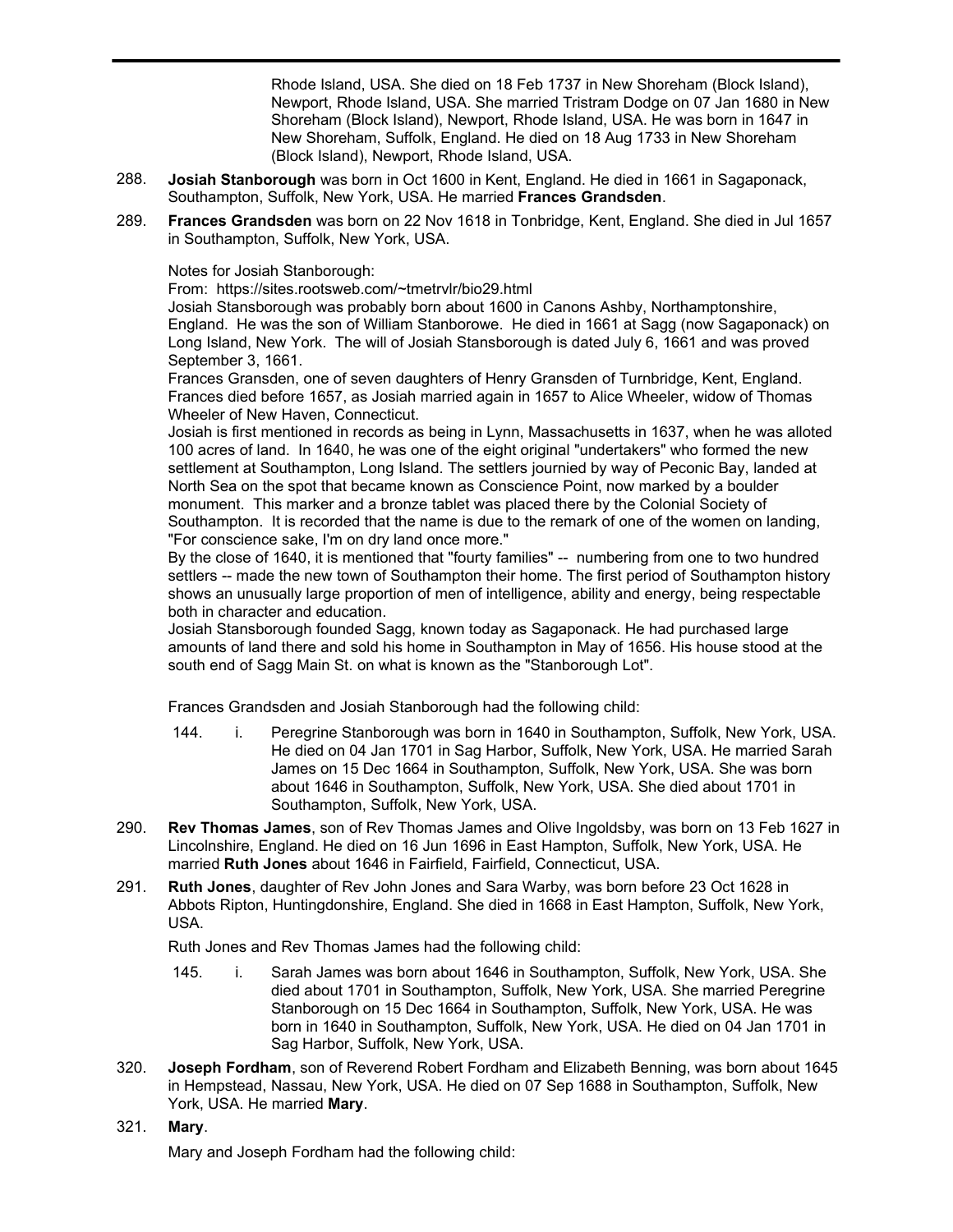Rhode Island, USA. She died on 18 Feb 1737 in New Shoreham (Block Island), Newport, Rhode Island, USA. She married Tristram Dodge on 07 Jan 1680 in New Shoreham (Block Island), Newport, Rhode Island, USA. He was born in 1647 in New Shoreham, Suffolk, England. He died on 18 Aug 1733 in New Shoreham (Block Island), Newport, Rhode Island, USA.

288. **Josiah Stanborough** was born in Oct 1600 in Kent, England. He died in 1661 in Sagaponack, Southampton, Suffolk, New York, USA. He married **Frances Grandsden**.

289. **Frances Grandsden** was born on 22 Nov 1618 in Tonbridge, Kent, England. She died in Jul 1657 in Southampton, Suffolk, New York, USA.

Notes for Josiah Stanborough:
From: https://sites.rootsweb.com/~tmetrvlr/bio29.html
Josiah Stansborough was probably born about 1600 in Canons Ashby, Northamptonshire, England. He was the son of William Stanborowe. He died in 1661 at Sagg (now Sagaponack) on Long Island, New York. The will of Josiah Stansborough is dated July 6, 1661 and was proved September 3, 1661.
Frances Gransden, one of seven daughters of Henry Gransden of Turnbridge, Kent, England. Frances died before 1657, as Josiah married again in 1657 to Alice Wheeler, widow of Thomas Wheeler of New Haven, Connecticut.
Josiah is first mentioned in records as being in Lynn, Massachusetts in 1637, when he was alloted 100 acres of land. In 1640, he was one of the eight original "undertakers" who formed the new settlement at Southampton, Long Island. The settlers journied by way of Peconic Bay, landed at North Sea on the spot that became known as Conscience Point, now marked by a boulder monument. This marker and a bronze tablet was placed there by the Colonial Society of Southampton. It is recorded that the name is due to the remark of one of the women on landing, "For conscience sake, I'm on dry land once more."
By the close of 1640, it is mentioned that "fourty families" -- numbering from one to two hundred settlers -- made the new town of Southampton their home. The first period of Southampton history shows an unusually large proportion of men of intelligence, ability and energy, being respectable both in character and education.
Josiah Stansborough founded Sagg, known today as Sagaponack. He had purchased large amounts of land there and sold his home in Southampton in May of 1656. His house stood at the south end of Sagg Main St. on what is known as the "Stanborough Lot".

Frances Grandsden and Josiah Stanborough had the following child:

144. i. Peregrine Stanborough was born in 1640 in Southampton, Suffolk, New York, USA. He died on 04 Jan 1701 in Sag Harbor, Suffolk, New York, USA. He married Sarah James on 15 Dec 1664 in Southampton, Suffolk, New York, USA. She was born about 1646 in Southampton, Suffolk, New York, USA. She died about 1701 in Southampton, Suffolk, New York, USA.

290. **Rev Thomas James**, son of Rev Thomas James and Olive Ingoldsby, was born on 13 Feb 1627 in Lincolnshire, England. He died on 16 Jun 1696 in East Hampton, Suffolk, New York, USA. He married **Ruth Jones** about 1646 in Fairfield, Fairfield, Connecticut, USA.

291. **Ruth Jones**, daughter of Rev John Jones and Sara Warby, was born before 23 Oct 1628 in Abbots Ripton, Huntingdonshire, England. She died in 1668 in East Hampton, Suffolk, New York, USA.

Ruth Jones and Rev Thomas James had the following child:

145. i. Sarah James was born about 1646 in Southampton, Suffolk, New York, USA. She died about 1701 in Southampton, Suffolk, New York, USA. She married Peregrine Stanborough on 15 Dec 1664 in Southampton, Suffolk, New York, USA. He was born in 1640 in Southampton, Suffolk, New York, USA. He died on 04 Jan 1701 in Sag Harbor, Suffolk, New York, USA.

320. **Joseph Fordham**, son of Reverend Robert Fordham and Elizabeth Benning, was born about 1645 in Hempstead, Nassau, New York, USA. He died on 07 Sep 1688 in Southampton, Suffolk, New York, USA. He married **Mary**.

321. **Mary**.

Mary and Joseph Fordham had the following child: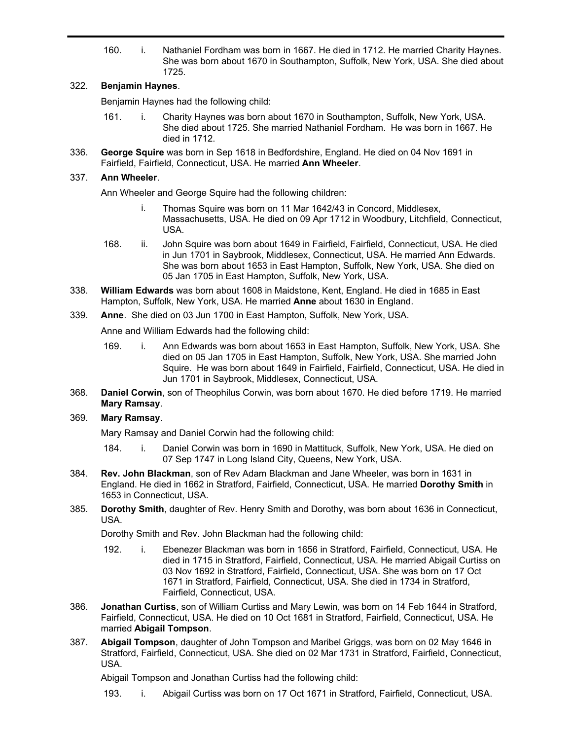160. i. Nathaniel Fordham was born in 1667. He died in 1712. He married Charity Haynes. She was born about 1670 in Southampton, Suffolk, New York, USA. She died about 1725.

322. **Benjamin Haynes**.

Benjamin Haynes had the following child:

161. i. Charity Haynes was born about 1670 in Southampton, Suffolk, New York, USA. She died about 1725. She married Nathaniel Fordham. He was born in 1667. He died in 1712.

336. **George Squire** was born in Sep 1618 in Bedfordshire, England. He died on 04 Nov 1691 in Fairfield, Fairfield, Connecticut, USA. He married **Ann Wheeler**.

337. **Ann Wheeler**.

Ann Wheeler and George Squire had the following children:

i. Thomas Squire was born on 11 Mar 1642/43 in Concord, Middlesex, Massachusetts, USA. He died on 09 Apr 1712 in Woodbury, Litchfield, Connecticut, USA.

168. ii. John Squire was born about 1649 in Fairfield, Fairfield, Connecticut, USA. He died in Jun 1701 in Saybrook, Middlesex, Connecticut, USA. He married Ann Edwards. She was born about 1653 in East Hampton, Suffolk, New York, USA. She died on 05 Jan 1705 in East Hampton, Suffolk, New York, USA.

338. **William Edwards** was born about 1608 in Maidstone, Kent, England. He died in 1685 in East Hampton, Suffolk, New York, USA. He married **Anne** about 1630 in England.

339. **Anne**. She died on 03 Jun 1700 in East Hampton, Suffolk, New York, USA.

Anne and William Edwards had the following child:

169. i. Ann Edwards was born about 1653 in East Hampton, Suffolk, New York, USA. She died on 05 Jan 1705 in East Hampton, Suffolk, New York, USA. She married John Squire. He was born about 1649 in Fairfield, Fairfield, Connecticut, USA. He died in Jun 1701 in Saybrook, Middlesex, Connecticut, USA.

368. **Daniel Corwin**, son of Theophilus Corwin, was born about 1670. He died before 1719. He married **Mary Ramsay**.

369. **Mary Ramsay**.

Mary Ramsay and Daniel Corwin had the following child:

184. i. Daniel Corwin was born in 1690 in Mattituck, Suffolk, New York, USA. He died on 07 Sep 1747 in Long Island City, Queens, New York, USA.

384. **Rev. John Blackman**, son of Rev Adam Blackman and Jane Wheeler, was born in 1631 in England. He died in 1662 in Stratford, Fairfield, Connecticut, USA. He married **Dorothy Smith** in 1653 in Connecticut, USA.

385. **Dorothy Smith**, daughter of Rev. Henry Smith and Dorothy, was born about 1636 in Connecticut, USA.

Dorothy Smith and Rev. John Blackman had the following child:

192. i. Ebenezer Blackman was born in 1656 in Stratford, Fairfield, Connecticut, USA. He died in 1715 in Stratford, Fairfield, Connecticut, USA. He married Abigail Curtiss on 03 Nov 1692 in Stratford, Fairfield, Connecticut, USA. She was born on 17 Oct 1671 in Stratford, Fairfield, Connecticut, USA. She died in 1734 in Stratford, Fairfield, Connecticut, USA.

386. **Jonathan Curtiss**, son of William Curtiss and Mary Lewin, was born on 14 Feb 1644 in Stratford, Fairfield, Connecticut, USA. He died on 10 Oct 1681 in Stratford, Fairfield, Connecticut, USA. He married **Abigail Tompson**.

387. **Abigail Tompson**, daughter of John Tompson and Maribel Griggs, was born on 02 May 1646 in Stratford, Fairfield, Connecticut, USA. She died on 02 Mar 1731 in Stratford, Fairfield, Connecticut, USA.

Abigail Tompson and Jonathan Curtiss had the following child:

193. i. Abigail Curtiss was born on 17 Oct 1671 in Stratford, Fairfield, Connecticut, USA.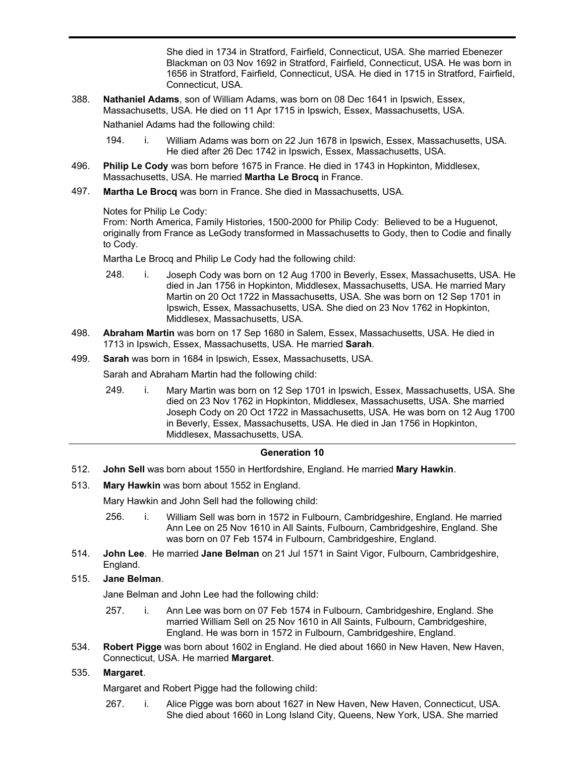She died in 1734 in Stratford, Fairfield, Connecticut, USA. She married Ebenezer Blackman on 03 Nov 1692 in Stratford, Fairfield, Connecticut, USA. He was born in 1656 in Stratford, Fairfield, Connecticut, USA. He died in 1715 in Stratford, Fairfield, Connecticut, USA.

388. **Nathaniel Adams**, son of William Adams, was born on 08 Dec 1641 in Ipswich, Essex, Massachusetts, USA. He died on 11 Apr 1715 in Ipswich, Essex, Massachusetts, USA.

Nathaniel Adams had the following child:

- 194. i. William Adams was born on 22 Jun 1678 in Ipswich, Essex, Massachusetts, USA. He died after 26 Dec 1742 in Ipswich, Essex, Massachusetts, USA.

496. **Philip Le Cody** was born before 1675 in France. He died in 1743 in Hopkinton, Middlesex, Massachusetts, USA. He married **Martha Le Brocq** in France.

497. **Martha Le Brocq** was born in France. She died in Massachusetts, USA.

Notes for Philip Le Cody:
From: North America, Family Histories, 1500-2000 for Philip Cody: Believed to be a Huguenot, originally from France as LeGody transformed in Massachusetts to Gody, then to Codie and finally to Cody.

Martha Le Brocq and Philip Le Cody had the following child:

- 248. i. Joseph Cody was born on 12 Aug 1700 in Beverly, Essex, Massachusetts, USA. He died in Jan 1756 in Hopkinton, Middlesex, Massachusetts, USA. He married Mary Martin on 20 Oct 1722 in Massachusetts, USA. She was born on 12 Sep 1701 in Ipswich, Essex, Massachusetts, USA. She died on 23 Nov 1762 in Hopkinton, Middlesex, Massachusetts, USA.

498. **Abraham Martin** was born on 17 Sep 1680 in Salem, Essex, Massachusetts, USA. He died in 1713 in Ipswich, Essex, Massachusetts, USA. He married **Sarah**.

499. **Sarah** was born in 1684 in Ipswich, Essex, Massachusetts, USA.

Sarah and Abraham Martin had the following child:

- 249. i. Mary Martin was born on 12 Sep 1701 in Ipswich, Essex, Massachusetts, USA. She died on 23 Nov 1762 in Hopkinton, Middlesex, Massachusetts, USA. She married Joseph Cody on 20 Oct 1722 in Massachusetts, USA. He was born on 12 Aug 1700 in Beverly, Essex, Massachusetts, USA. He died in Jan 1756 in Hopkinton, Middlesex, Massachusetts, USA.

## Generation 10

512. **John Sell** was born about 1550 in Hertfordshire, England. He married **Mary Hawkin**.

513. **Mary Hawkin** was born about 1552 in England.

Mary Hawkin and John Sell had the following child:

- 256. i. William Sell was born in 1572 in Fulbourn, Cambridgeshire, England. He married Ann Lee on 25 Nov 1610 in All Saints, Fulbourn, Cambridgeshire, England. She was born on 07 Feb 1574 in Fulbourn, Cambridgeshire, England.

514. **John Lee**. He married **Jane Belman** on 21 Jul 1571 in Saint Vigor, Fulbourn, Cambridgeshire, England.

515. **Jane Belman**.

Jane Belman and John Lee had the following child:

- 257. i. Ann Lee was born on 07 Feb 1574 in Fulbourn, Cambridgeshire, England. She married William Sell on 25 Nov 1610 in All Saints, Fulbourn, Cambridgeshire, England. He was born in 1572 in Fulbourn, Cambridgeshire, England.

534. **Robert Pigge** was born about 1602 in England. He died about 1660 in New Haven, New Haven, Connecticut, USA. He married **Margaret**.

535. **Margaret**.

Margaret and Robert Pigge had the following child:

- 267. i. Alice Pigge was born about 1627 in New Haven, New Haven, Connecticut, USA. She died about 1660 in Long Island City, Queens, New York, USA. She married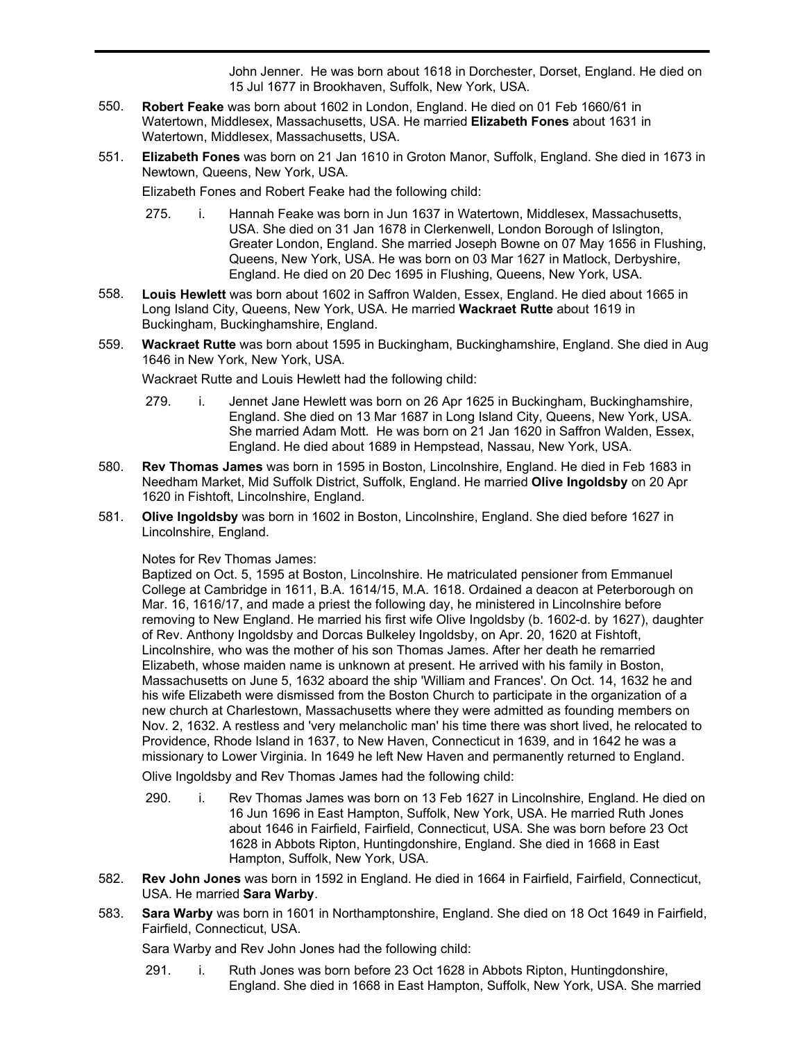John Jenner. He was born about 1618 in Dorchester, Dorset, England. He died on 15 Jul 1677 in Brookhaven, Suffolk, New York, USA.

550. **Robert Feake** was born about 1602 in London, England. He died on 01 Feb 1660/61 in Watertown, Middlesex, Massachusetts, USA. He married **Elizabeth Fones** about 1631 in Watertown, Middlesex, Massachusetts, USA.

551. **Elizabeth Fones** was born on 21 Jan 1610 in Groton Manor, Suffolk, England. She died in 1673 in Newtown, Queens, New York, USA.

Elizabeth Fones and Robert Feake had the following child:

275. i. Hannah Feake was born in Jun 1637 in Watertown, Middlesex, Massachusetts, USA. She died on 31 Jan 1678 in Clerkenwell, London Borough of Islington, Greater London, England. She married Joseph Bowne on 07 May 1656 in Flushing, Queens, New York, USA. He was born on 03 Mar 1627 in Matlock, Derbyshire, England. He died on 20 Dec 1695 in Flushing, Queens, New York, USA.

558. **Louis Hewlett** was born about 1602 in Saffron Walden, Essex, England. He died about 1665 in Long Island City, Queens, New York, USA. He married **Wackraet Rutte** about 1619 in Buckingham, Buckinghamshire, England.

559. **Wackraet Rutte** was born about 1595 in Buckingham, Buckinghamshire, England. She died in Aug 1646 in New York, New York, USA.

Wackraet Rutte and Louis Hewlett had the following child:

279. i. Jennet Jane Hewlett was born on 26 Apr 1625 in Buckingham, Buckinghamshire, England. She died on 13 Mar 1687 in Long Island City, Queens, New York, USA. She married Adam Mott. He was born on 21 Jan 1620 in Saffron Walden, Essex, England. He died about 1689 in Hempstead, Nassau, New York, USA.

580. **Rev Thomas James** was born in 1595 in Boston, Lincolnshire, England. He died in Feb 1683 in Needham Market, Mid Suffolk District, Suffolk, England. He married **Olive Ingoldsby** on 20 Apr 1620 in Fishtoft, Lincolnshire, England.

581. **Olive Ingoldsby** was born in 1602 in Boston, Lincolnshire, England. She died before 1627 in Lincolnshire, England.

Notes for Rev Thomas James:
Baptized on Oct. 5, 1595 at Boston, Lincolnshire. He matriculated pensioner from Emmanuel College at Cambridge in 1611, B.A. 1614/15, M.A. 1618. Ordained a deacon at Peterborough on Mar. 16, 1616/17, and made a priest the following day, he ministered in Lincolnshire before removing to New England. He married his first wife Olive Ingoldsby (b. 1602-d. by 1627), daughter of Rev. Anthony Ingoldsby and Dorcas Bulkeley Ingoldsby, on Apr. 20, 1620 at Fishtoft, Lincolnshire, who was the mother of his son Thomas James. After her death he remarried Elizabeth, whose maiden name is unknown at present. He arrived with his family in Boston, Massachusetts on June 5, 1632 aboard the ship 'William and Frances'. On Oct. 14, 1632 he and his wife Elizabeth were dismissed from the Boston Church to participate in the organization of a new church at Charlestown, Massachusetts where they were admitted as founding members on Nov. 2, 1632. A restless and 'very melancholic man' his time there was short lived, he relocated to Providence, Rhode Island in 1637, to New Haven, Connecticut in 1639, and in 1642 he was a missionary to Lower Virginia. In 1649 he left New Haven and permanently returned to England.

Olive Ingoldsby and Rev Thomas James had the following child:

290. i. Rev Thomas James was born on 13 Feb 1627 in Lincolnshire, England. He died on 16 Jun 1696 in East Hampton, Suffolk, New York, USA. He married Ruth Jones about 1646 in Fairfield, Fairfield, Connecticut, USA. She was born before 23 Oct 1628 in Abbots Ripton, Huntingdonshire, England. She died in 1668 in East Hampton, Suffolk, New York, USA.

582. **Rev John Jones** was born in 1592 in England. He died in 1664 in Fairfield, Fairfield, Connecticut, USA. He married **Sara Warby**.

583. **Sara Warby** was born in 1601 in Northamptonshire, England. She died on 18 Oct 1649 in Fairfield, Fairfield, Connecticut, USA.

Sara Warby and Rev John Jones had the following child:

291. i. Ruth Jones was born before 23 Oct 1628 in Abbots Ripton, Huntingdonshire, England. She died in 1668 in East Hampton, Suffolk, New York, USA. She married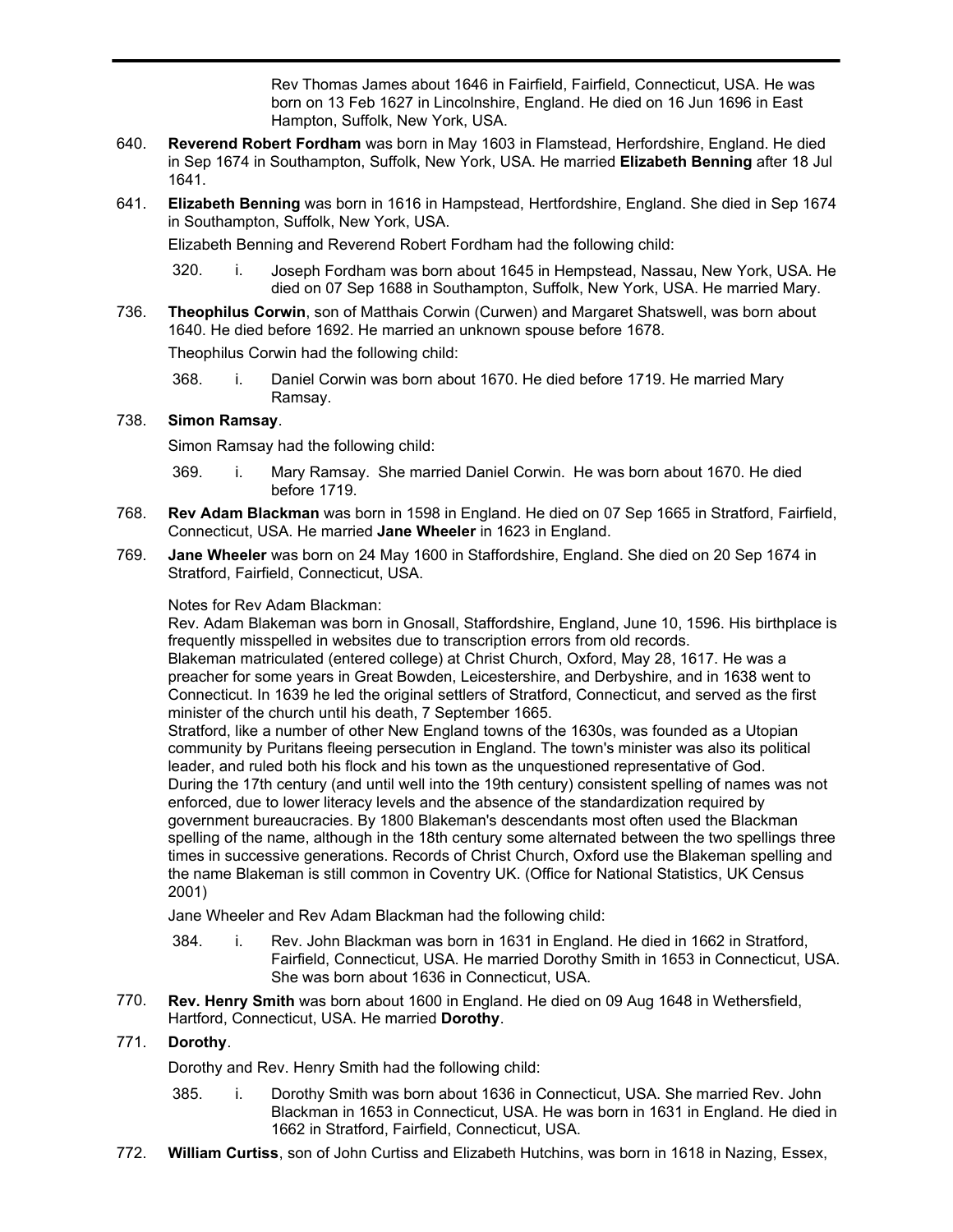Rev Thomas James about 1646 in Fairfield, Fairfield, Connecticut, USA. He was born on 13 Feb 1627 in Lincolnshire, England. He died on 16 Jun 1696 in East Hampton, Suffolk, New York, USA.

640. **Reverend Robert Fordham** was born in May 1603 in Flamstead, Herfordshire, England. He died in Sep 1674 in Southampton, Suffolk, New York, USA. He married **Elizabeth Benning** after 18 Jul 1641.

641. **Elizabeth Benning** was born in 1616 in Hampstead, Hertfordshire, England. She died in Sep 1674 in Southampton, Suffolk, New York, USA.

Elizabeth Benning and Reverend Robert Fordham had the following child:

320. i. Joseph Fordham was born about 1645 in Hempstead, Nassau, New York, USA. He died on 07 Sep 1688 in Southampton, Suffolk, New York, USA. He married Mary.

736. **Theophilus Corwin**, son of Matthais Corwin (Curwen) and Margaret Shatswell, was born about 1640. He died before 1692. He married an unknown spouse before 1678.

Theophilus Corwin had the following child:

368. i. Daniel Corwin was born about 1670. He died before 1719. He married Mary Ramsay.

738. **Simon Ramsay**.

Simon Ramsay had the following child:

369. i. Mary Ramsay. She married Daniel Corwin. He was born about 1670. He died before 1719.

768. **Rev Adam Blackman** was born in 1598 in England. He died on 07 Sep 1665 in Stratford, Fairfield, Connecticut, USA. He married **Jane Wheeler** in 1623 in England.

769. **Jane Wheeler** was born on 24 May 1600 in Staffordshire, England. She died on 20 Sep 1674 in Stratford, Fairfield, Connecticut, USA.

Notes for Rev Adam Blackman:
Rev. Adam Blakeman was born in Gnosall, Staffordshire, England, June 10, 1596. His birthplace is frequently misspelled in websites due to transcription errors from old records.
Blakeman matriculated (entered college) at Christ Church, Oxford, May 28, 1617. He was a preacher for some years in Great Bowden, Leicestershire, and Derbyshire, and in 1638 went to Connecticut. In 1639 he led the original settlers of Stratford, Connecticut, and served as the first minister of the church until his death, 7 September 1665.
Stratford, like a number of other New England towns of the 1630s, was founded as a Utopian community by Puritans fleeing persecution in England. The town's minister was also its political leader, and ruled both his flock and his town as the unquestioned representative of God.
During the 17th century (and until well into the 19th century) consistent spelling of names was not enforced, due to lower literacy levels and the absence of the standardization required by government bureaucracies. By 1800 Blakeman's descendants most often used the Blackman spelling of the name, although in the 18th century some alternated between the two spellings three times in successive generations. Records of Christ Church, Oxford use the Blakeman spelling and the name Blakeman is still common in Coventry UK. (Office for National Statistics, UK Census 2001)

Jane Wheeler and Rev Adam Blackman had the following child:

384. i. Rev. John Blackman was born in 1631 in England. He died in 1662 in Stratford, Fairfield, Connecticut, USA. He married Dorothy Smith in 1653 in Connecticut, USA. She was born about 1636 in Connecticut, USA.

770. **Rev. Henry Smith** was born about 1600 in England. He died on 09 Aug 1648 in Wethersfield, Hartford, Connecticut, USA. He married **Dorothy**.

771. **Dorothy**.

Dorothy and Rev. Henry Smith had the following child:

385. i. Dorothy Smith was born about 1636 in Connecticut, USA. She married Rev. John Blackman in 1653 in Connecticut, USA. He was born in 1631 in England. He died in 1662 in Stratford, Fairfield, Connecticut, USA.

772. **William Curtiss**, son of John Curtiss and Elizabeth Hutchins, was born in 1618 in Nazing, Essex,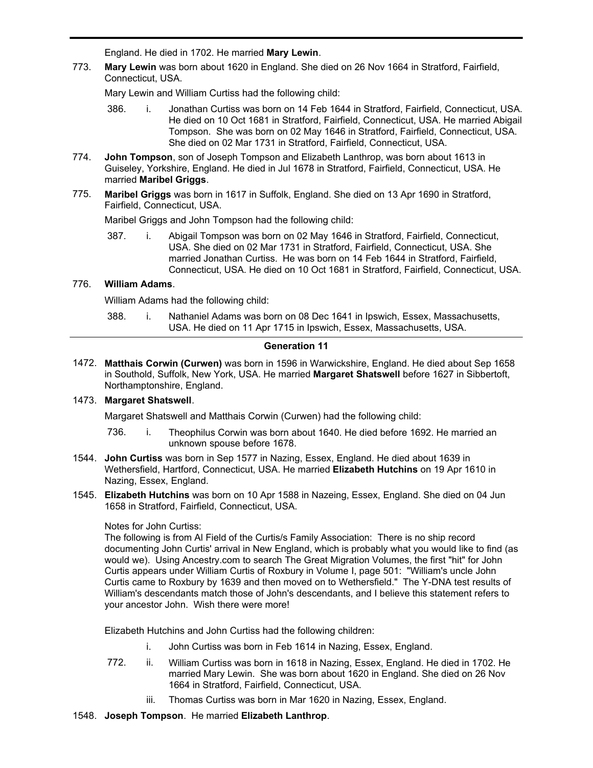England. He died in 1702. He married **Mary Lewin**.

773. **Mary Lewin** was born about 1620 in England. She died on 26 Nov 1664 in Stratford, Fairfield, Connecticut, USA.

Mary Lewin and William Curtiss had the following child:

386. i. Jonathan Curtiss was born on 14 Feb 1644 in Stratford, Fairfield, Connecticut, USA. He died on 10 Oct 1681 in Stratford, Fairfield, Connecticut, USA. He married Abigail Tompson. She was born on 02 May 1646 in Stratford, Fairfield, Connecticut, USA. She died on 02 Mar 1731 in Stratford, Fairfield, Connecticut, USA.

774. **John Tompson**, son of Joseph Tompson and Elizabeth Lanthrop, was born about 1613 in Guiseley, Yorkshire, England. He died in Jul 1678 in Stratford, Fairfield, Connecticut, USA. He married **Maribel Griggs**.

775. **Maribel Griggs** was born in 1617 in Suffolk, England. She died on 13 Apr 1690 in Stratford, Fairfield, Connecticut, USA.

Maribel Griggs and John Tompson had the following child:

387. i. Abigail Tompson was born on 02 May 1646 in Stratford, Fairfield, Connecticut, USA. She died on 02 Mar 1731 in Stratford, Fairfield, Connecticut, USA. She married Jonathan Curtiss. He was born on 14 Feb 1644 in Stratford, Fairfield, Connecticut, USA. He died on 10 Oct 1681 in Stratford, Fairfield, Connecticut, USA.

776. **William Adams**.

William Adams had the following child:

388. i. Nathaniel Adams was born on 08 Dec 1641 in Ipswich, Essex, Massachusetts, USA. He died on 11 Apr 1715 in Ipswich, Essex, Massachusetts, USA.

---

## Generation 11

1472. **Matthais Corwin (Curwen)** was born in 1596 in Warwickshire, England. He died about Sep 1658 in Southold, Suffolk, New York, USA. He married **Margaret Shatswell** before 1627 in Sibbertoft, Northamptonshire, England.

1473. **Margaret Shatswell**.

Margaret Shatswell and Matthais Corwin (Curwen) had the following child:

736. i. Theophilus Corwin was born about 1640. He died before 1692. He married an unknown spouse before 1678.

1544. **John Curtiss** was born in Sep 1577 in Nazing, Essex, England. He died about 1639 in Wethersfield, Hartford, Connecticut, USA. He married **Elizabeth Hutchins** on 19 Apr 1610 in Nazing, Essex, England.

1545. **Elizabeth Hutchins** was born on 10 Apr 1588 in Nazeing, Essex, England. She died on 04 Jun 1658 in Stratford, Fairfield, Connecticut, USA.

Notes for John Curtiss:
The following is from Al Field of the Curtis/s Family Association: There is no ship record documenting John Curtis' arrival in New England, which is probably what you would like to find (as would we). Using Ancestry.com to search The Great Migration Volumes, the first "hit" for John Curtis appears under William Curtis of Roxbury in Volume I, page 501: "William's uncle John Curtis came to Roxbury by 1639 and then moved on to Wethersfield." The Y-DNA test results of William's descendants match those of John's descendants, and I believe this statement refers to your ancestor John. Wish there were more!

Elizabeth Hutchins and John Curtiss had the following children:

i. John Curtiss was born in Feb 1614 in Nazing, Essex, England.

772. ii. William Curtiss was born in 1618 in Nazing, Essex, England. He died in 1702. He married Mary Lewin. She was born about 1620 in England. She died on 26 Nov 1664 in Stratford, Fairfield, Connecticut, USA.

iii. Thomas Curtiss was born in Mar 1620 in Nazing, Essex, England.

1548. **Joseph Tompson**. He married **Elizabeth Lanthrop**.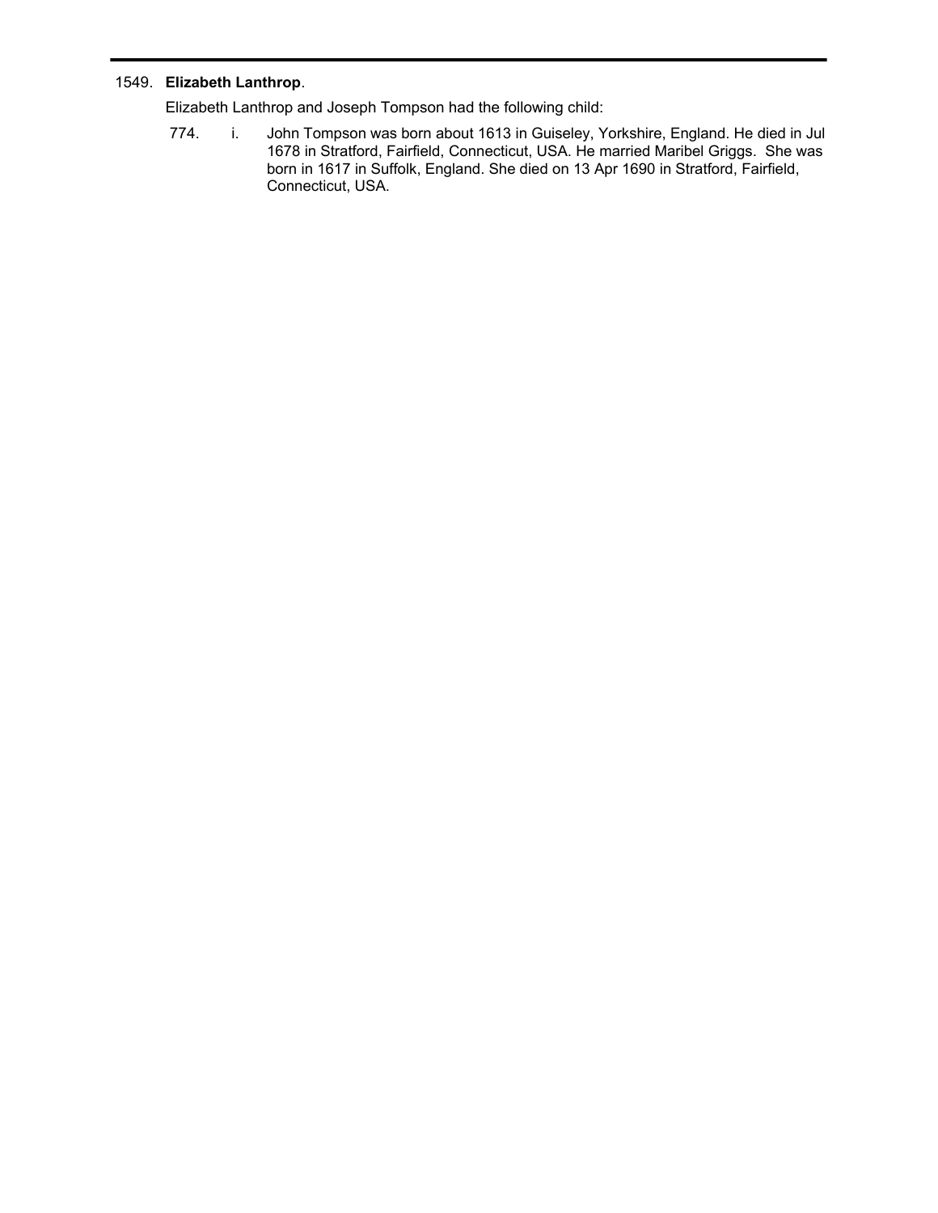1549. **Elizabeth Lanthrop**.

Elizabeth Lanthrop and Joseph Tompson had the following child:

774. i. John Tompson was born about 1613 in Guiseley, Yorkshire, England. He died in Jul 1678 in Stratford, Fairfield, Connecticut, USA. He married Maribel Griggs. She was born in 1617 in Suffolk, England. She died on 13 Apr 1690 in Stratford, Fairfield, Connecticut, USA.